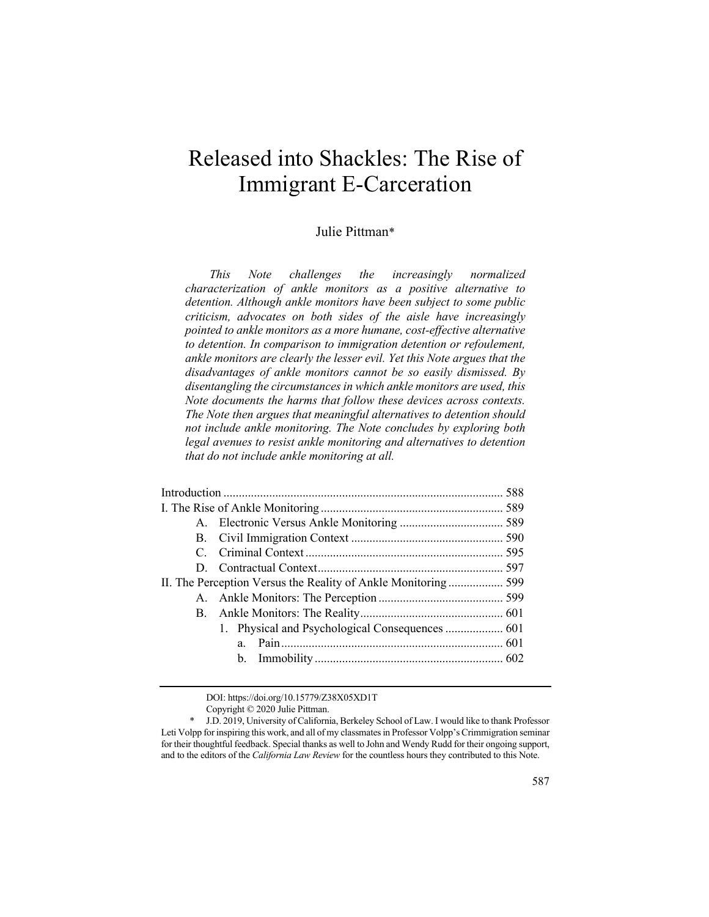# Released into Shackles: The Rise of Immigrant E-Carceration

Julie Pittman*

*This Note challenges the increasingly normalized characterization of ankle monitors as a positive alternative to detention. Although ankle monitors have been subject to some public criticism, advocates on both sides of the aisle have increasingly pointed to ankle monitors as a more humane, cost-effective alternative to detention. In comparison to immigration detention or refoulement, ankle monitors are clearly the lesser evil. Yet this Note argues that the disadvantages of ankle monitors cannot be so easily dismissed. By disentangling the circumstances in which ankle monitors are used, this Note documents the harms that follow these devices across contexts. The Note then argues that meaningful alternatives to detention should not include ankle monitoring. The Note concludes by exploring both legal avenues to resist ankle monitoring and alternatives to detention that do not include ankle monitoring at all.*

| | |
|---|---|
| Introduction | 588 |
| I. The Rise of Ankle Monitoring | 589 |
| A. Electronic Versus Ankle Monitoring | 589 |
| B. Civil Immigration Context | 590 |
| C. Criminal Context | 595 |
| D. Contractual Context | 597 |
| II. The Perception Versus the Reality of Ankle Monitoring | 599 |
| A. Ankle Monitors: The Perception | 599 |
| B. Ankle Monitors: The Reality | 601 |
| 1. Physical and Psychological Consequences | 601 |
| a. Pain | 601 |
| b. Immobility | 602 |

DOI: https://doi.org/10.15779/Z38X05XD1T

Copyright © 2020 Julie Pittman.

\* J.D. 2019, University of California, Berkeley School of Law. I would like to thank Professor Leti Volpp for inspiring this work, and all of my classmates in Professor Volpp's Crimmigration seminar for their thoughtful feedback. Special thanks as well to John and Wendy Rudd for their ongoing support, and to the editors of the *California Law Review* for the countless hours they contributed to this Note.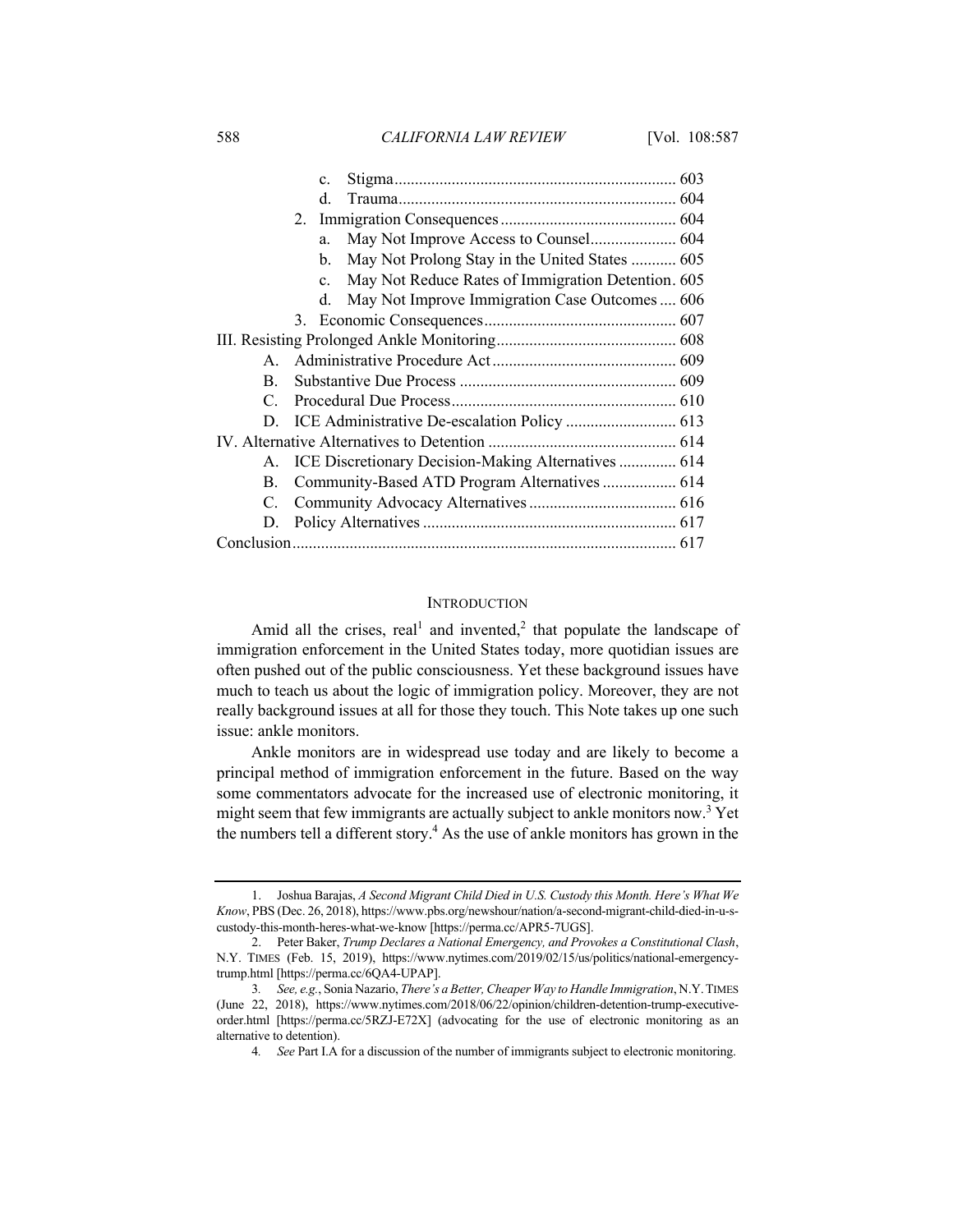c. Stigma ..................................................................... 603
d. Trauma ..................................................................... 604

2. Immigration Consequences ........................................... 604
a. May Not Improve Access to Counsel ..................... 604
b. May Not Prolong Stay in the United States ........... 605
c. May Not Reduce Rates of Immigration Detention . 605
d. May Not Improve Immigration Case Outcomes .... 606

3. Economic Consequences ............................................... 607

III. Resisting Prolonged Ankle Monitoring ............................................ 608
A. Administrative Procedure Act ............................................. 609
B. Substantive Due Process ..................................................... 609
C. Procedural Due Process ....................................................... 610
D. ICE Administrative De-escalation Policy ........................... 613

IV. Alternative Alternatives to Detention .............................................. 614
A. ICE Discretionary Decision-Making Alternatives .............. 614
B. Community-Based ATD Program Alternatives .................. 614
C. Community Advocacy Alternatives .................................... 616
D. Policy Alternatives .............................................................. 617

Conclusion .............................................................................................. 617

## INTRODUCTION

Amid all the crises, real[1] and invented,[2] that populate the landscape of immigration enforcement in the United States today, more quotidian issues are often pushed out of the public consciousness. Yet these background issues have much to teach us about the logic of immigration policy. Moreover, they are not really background issues at all for those they touch. This Note takes up one such issue: ankle monitors.

Ankle monitors are in widespread use today and are likely to become a principal method of immigration enforcement in the future. Based on the way some commentators advocate for the increased use of electronic monitoring, it might seem that few immigrants are actually subject to ankle monitors now.[3] Yet the numbers tell a different story.[4] As the use of ankle monitors has grown in the

---

1. Joshua Barajas, *A Second Migrant Child Died in U.S. Custody this Month. Here's What We Know*, PBS (Dec. 26, 2018), https://www.pbs.org/newshour/nation/a-second-migrant-child-died-in-u-s-custody-this-month-heres-what-we-know [https://perma.cc/APR5-7UGS].

2. Peter Baker, *Trump Declares a National Emergency, and Provokes a Constitutional Clash*, N.Y. TIMES (Feb. 15, 2019), https://www.nytimes.com/2019/02/15/us/politics/national-emergency-trump.html [https://perma.cc/6QA4-UPAP].

3. *See, e.g.*, Sonia Nazario, *There's a Better, Cheaper Way to Handle Immigration*, N.Y. TIMES (June 22, 2018), https://www.nytimes.com/2018/06/22/opinion/children-detention-trump-executive-order.html [https://perma.cc/5RZJ-E72X] (advocating for the use of electronic monitoring as an alternative to detention).

4. *See* Part I.A for a discussion of the number of immigrants subject to electronic monitoring.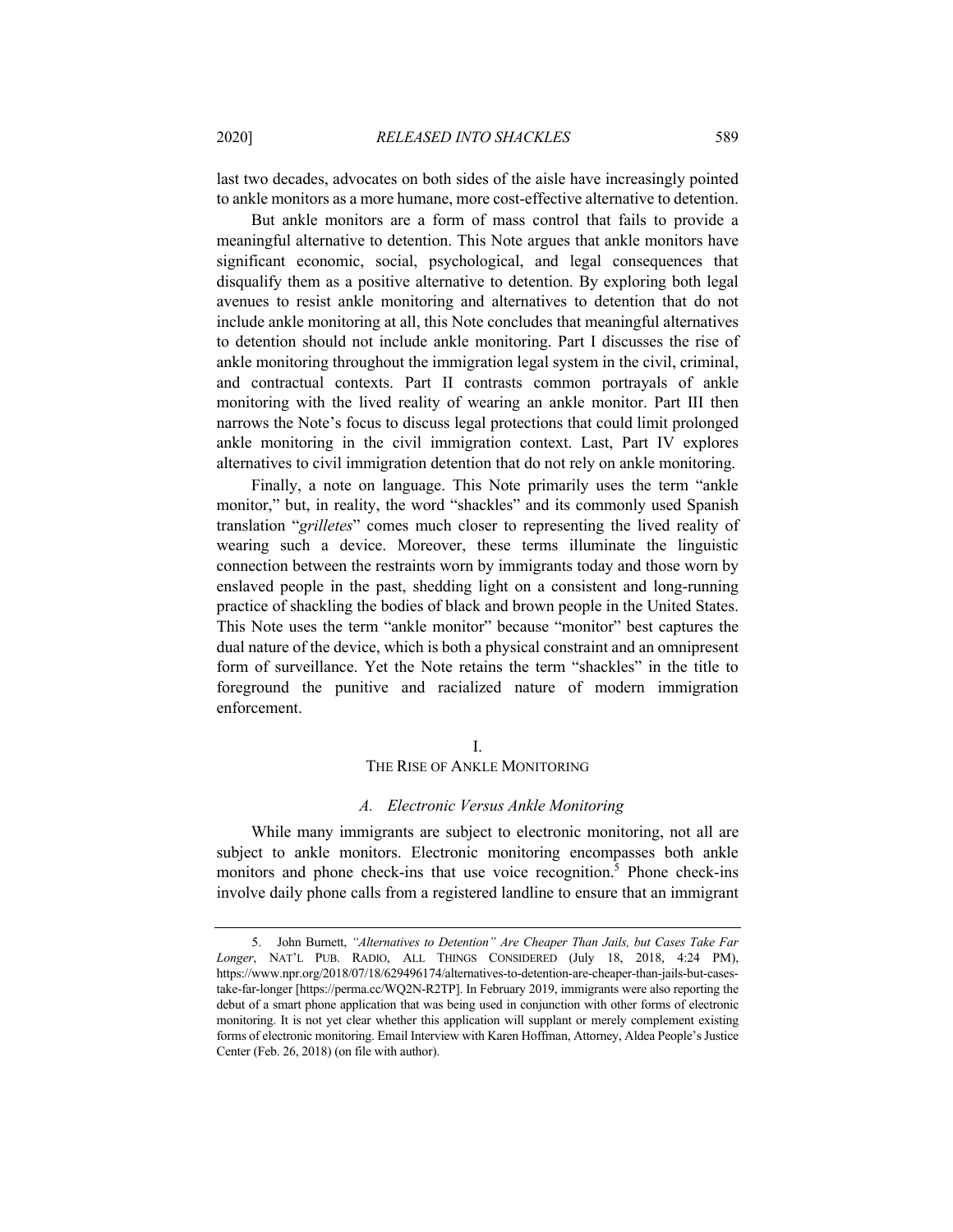last two decades, advocates on both sides of the aisle have increasingly pointed to ankle monitors as a more humane, more cost-effective alternative to detention.

But ankle monitors are a form of mass control that fails to provide a meaningful alternative to detention. This Note argues that ankle monitors have significant economic, social, psychological, and legal consequences that disqualify them as a positive alternative to detention. By exploring both legal avenues to resist ankle monitoring and alternatives to detention that do not include ankle monitoring at all, this Note concludes that meaningful alternatives to detention should not include ankle monitoring. Part I discusses the rise of ankle monitoring throughout the immigration legal system in the civil, criminal, and contractual contexts. Part II contrasts common portrayals of ankle monitoring with the lived reality of wearing an ankle monitor. Part III then narrows the Note's focus to discuss legal protections that could limit prolonged ankle monitoring in the civil immigration context. Last, Part IV explores alternatives to civil immigration detention that do not rely on ankle monitoring.

Finally, a note on language. This Note primarily uses the term "ankle monitor," but, in reality, the word "shackles" and its commonly used Spanish translation "*grilletes*" comes much closer to representing the lived reality of wearing such a device. Moreover, these terms illuminate the linguistic connection between the restraints worn by immigrants today and those worn by enslaved people in the past, shedding light on a consistent and long-running practice of shackling the bodies of black and brown people in the United States. This Note uses the term "ankle monitor" because "monitor" best captures the dual nature of the device, which is both a physical constraint and an omnipresent form of surveillance. Yet the Note retains the term "shackles" in the title to foreground the punitive and racialized nature of modern immigration enforcement.

## I.
## THE RISE OF ANKLE MONITORING

### *A. Electronic Versus Ankle Monitoring*

While many immigrants are subject to electronic monitoring, not all are subject to ankle monitors. Electronic monitoring encompasses both ankle monitors and phone check-ins that use voice recognition.[5] Phone check-ins involve daily phone calls from a registered landline to ensure that an immigrant

---

5. John Burnett, *"Alternatives to Detention" Are Cheaper Than Jails, but Cases Take Far Longer*, NAT'L PUB. RADIO, ALL THINGS CONSIDERED (July 18, 2018, 4:24 PM), https://www.npr.org/2018/07/18/629496174/alternatives-to-detention-are-cheaper-than-jails-but-cases-take-far-longer [https://perma.cc/WQ2N-R2TP]. In February 2019, immigrants were also reporting the debut of a smart phone application that was being used in conjunction with other forms of electronic monitoring. It is not yet clear whether this application will supplant or merely complement existing forms of electronic monitoring. Email Interview with Karen Hoffman, Attorney, Aldea People's Justice Center (Feb. 26, 2018) (on file with author).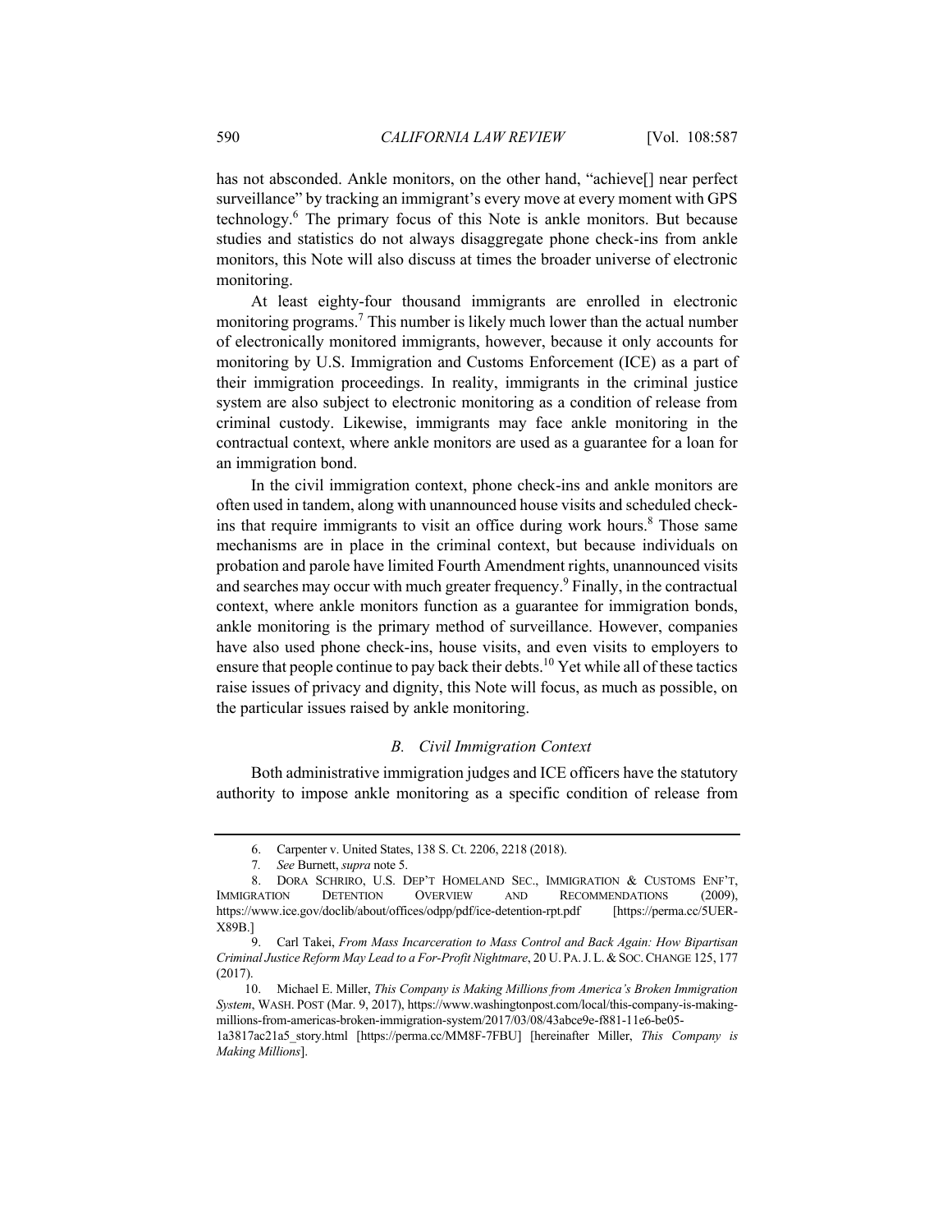has not absconded. Ankle monitors, on the other hand, "achieve[] near perfect surveillance" by tracking an immigrant's every move at every moment with GPS technology.[6] The primary focus of this Note is ankle monitors. But because studies and statistics do not always disaggregate phone check-ins from ankle monitors, this Note will also discuss at times the broader universe of electronic monitoring.

At least eighty-four thousand immigrants are enrolled in electronic monitoring programs.[7] This number is likely much lower than the actual number of electronically monitored immigrants, however, because it only accounts for monitoring by U.S. Immigration and Customs Enforcement (ICE) as a part of their immigration proceedings. In reality, immigrants in the criminal justice system are also subject to electronic monitoring as a condition of release from criminal custody. Likewise, immigrants may face ankle monitoring in the contractual context, where ankle monitors are used as a guarantee for a loan for an immigration bond.

In the civil immigration context, phone check-ins and ankle monitors are often used in tandem, along with unannounced house visits and scheduled check-ins that require immigrants to visit an office during work hours.[8] Those same mechanisms are in place in the criminal context, but because individuals on probation and parole have limited Fourth Amendment rights, unannounced visits and searches may occur with much greater frequency.[9] Finally, in the contractual context, where ankle monitors function as a guarantee for immigration bonds, ankle monitoring is the primary method of surveillance. However, companies have also used phone check-ins, house visits, and even visits to employers to ensure that people continue to pay back their debts.[10] Yet while all of these tactics raise issues of privacy and dignity, this Note will focus, as much as possible, on the particular issues raised by ankle monitoring.

### *B. Civil Immigration Context*

Both administrative immigration judges and ICE officers have the statutory authority to impose ankle monitoring as a specific condition of release from

---

6. Carpenter v. United States, 138 S. Ct. 2206, 2218 (2018).

7. *See* Burnett, *supra* note 5.

8. DORA SCHRIRO, U.S. DEP'T HOMELAND SEC., IMMIGRATION & CUSTOMS ENF'T, IMMIGRATION DETENTION OVERVIEW AND RECOMMENDATIONS (2009), https://www.ice.gov/doclib/about/offices/odpp/pdf/ice-detention-rpt.pdf [https://perma.cc/5UER-X89B.]

9. Carl Takei, *From Mass Incarceration to Mass Control and Back Again: How Bipartisan Criminal Justice Reform May Lead to a For-Profit Nightmare*, 20 U. PA. J. L. & SOC. CHANGE 125, 177 (2017).

10. Michael E. Miller, *This Company is Making Millions from America's Broken Immigration System*, WASH. POST (Mar. 9, 2017), https://www.washingtonpost.com/local/this-company-is-making-millions-from-americas-broken-immigration-system/2017/03/08/43abce9e-f881-11e6-be05-1a3817ac21a5_story.html [https://perma.cc/MM8F-7FBU] [hereinafter Miller, *This Company is Making Millions*].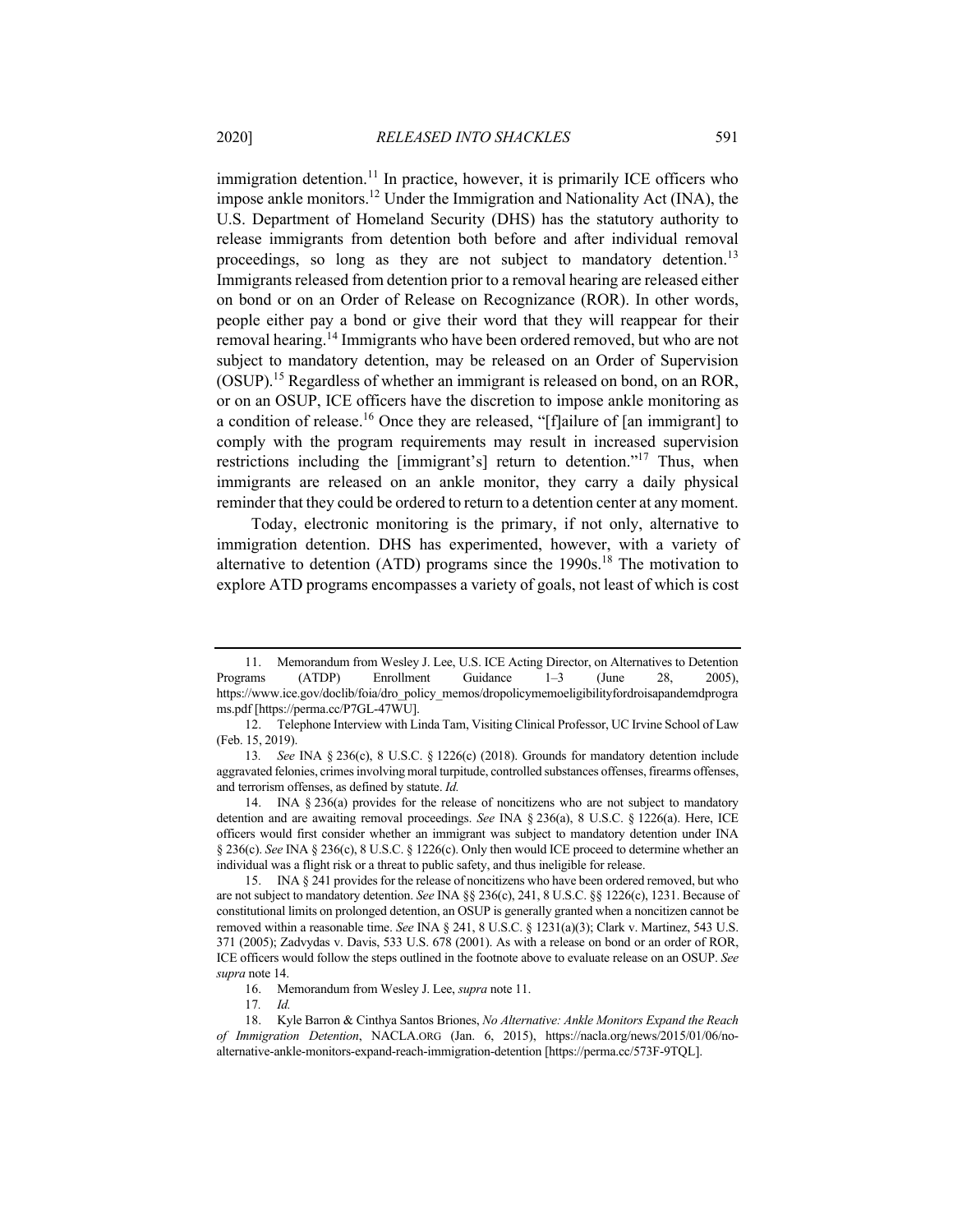immigration detention.[11] In practice, however, it is primarily ICE officers who impose ankle monitors.[12] Under the Immigration and Nationality Act (INA), the U.S. Department of Homeland Security (DHS) has the statutory authority to release immigrants from detention both before and after individual removal proceedings, so long as they are not subject to mandatory detention.[13] Immigrants released from detention prior to a removal hearing are released either on bond or on an Order of Release on Recognizance (ROR). In other words, people either pay a bond or give their word that they will reappear for their removal hearing.[14] Immigrants who have been ordered removed, but who are not subject to mandatory detention, may be released on an Order of Supervision (OSUP).[15] Regardless of whether an immigrant is released on bond, on an ROR, or on an OSUP, ICE officers have the discretion to impose ankle monitoring as a condition of release.[16] Once they are released, "[f]ailure of [an immigrant] to comply with the program requirements may result in increased supervision restrictions including the [immigrant's] return to detention."[17] Thus, when immigrants are released on an ankle monitor, they carry a daily physical reminder that they could be ordered to return to a detention center at any moment.

Today, electronic monitoring is the primary, if not only, alternative to immigration detention. DHS has experimented, however, with a variety of alternative to detention (ATD) programs since the 1990s.[18] The motivation to explore ATD programs encompasses a variety of goals, not least of which is cost

---

11. Memorandum from Wesley J. Lee, U.S. ICE Acting Director, on Alternatives to Detention Programs (ATDP) Enrollment Guidance 1–3 (June 28, 2005), https://www.ice.gov/doclib/foia/dro_policy_memos/dropolicymemoeligibilityfordroisapandemdprograms.pdf [https://perma.cc/P7GL-47WU].

12. Telephone Interview with Linda Tam, Visiting Clinical Professor, UC Irvine School of Law (Feb. 15, 2019).

13. *See* INA § 236(c), 8 U.S.C. § 1226(c) (2018). Grounds for mandatory detention include aggravated felonies, crimes involving moral turpitude, controlled substances offenses, firearms offenses, and terrorism offenses, as defined by statute. *Id.*

14. INA § 236(a) provides for the release of noncitizens who are not subject to mandatory detention and are awaiting removal proceedings. *See* INA § 236(a), 8 U.S.C. § 1226(a). Here, ICE officers would first consider whether an immigrant was subject to mandatory detention under INA § 236(c). *See* INA § 236(c), 8 U.S.C. § 1226(c). Only then would ICE proceed to determine whether an individual was a flight risk or a threat to public safety, and thus ineligible for release.

15. INA § 241 provides for the release of noncitizens who have been ordered removed, but who are not subject to mandatory detention. *See* INA §§ 236(c), 241, 8 U.S.C. §§ 1226(c), 1231. Because of constitutional limits on prolonged detention, an OSUP is generally granted when a noncitizen cannot be removed within a reasonable time. *See* INA § 241, 8 U.S.C. § 1231(a)(3); Clark v. Martinez, 543 U.S. 371 (2005); Zadvydas v. Davis, 533 U.S. 678 (2001). As with a release on bond or an order of ROR, ICE officers would follow the steps outlined in the footnote above to evaluate release on an OSUP. *See supra* note 14.

16. Memorandum from Wesley J. Lee, *supra* note 11.

17. *Id.*

18. Kyle Barron & Cinthya Santos Briones, *No Alternative: Ankle Monitors Expand the Reach of Immigration Detention*, NACLA.ORG (Jan. 6, 2015), https://nacla.org/news/2015/01/06/no-alternative-ankle-monitors-expand-reach-immigration-detention [https://perma.cc/573F-9TQL].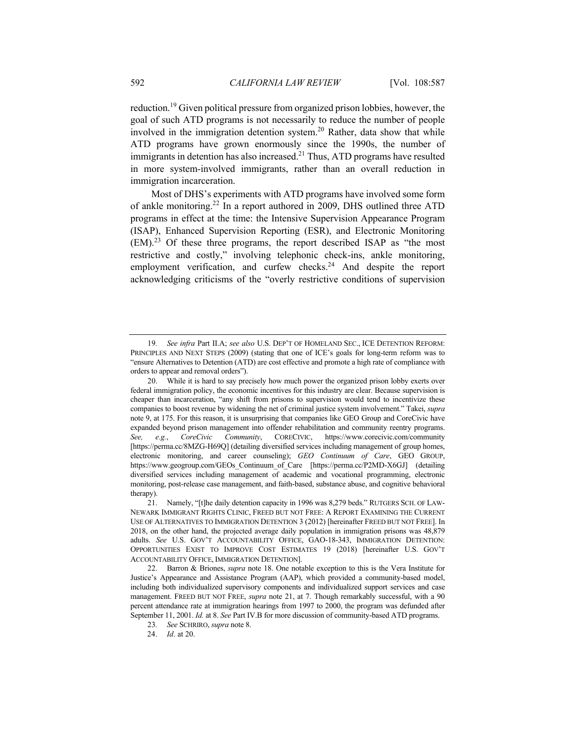reduction.[19] Given political pressure from organized prison lobbies, however, the goal of such ATD programs is not necessarily to reduce the number of people involved in the immigration detention system.[20] Rather, data show that while ATD programs have grown enormously since the 1990s, the number of immigrants in detention has also increased.[21] Thus, ATD programs have resulted in more system-involved immigrants, rather than an overall reduction in immigration incarceration.

Most of DHS's experiments with ATD programs have involved some form of ankle monitoring.[22] In a report authored in 2009, DHS outlined three ATD programs in effect at the time: the Intensive Supervision Appearance Program (ISAP), Enhanced Supervision Reporting (ESR), and Electronic Monitoring (EM).[23] Of these three programs, the report described ISAP as "the most restrictive and costly," involving telephonic check-ins, ankle monitoring, employment verification, and curfew checks.[24] And despite the report acknowledging criticisms of the "overly restrictive conditions of supervision

---

19. *See infra* Part II.A; *see also* U.S. DEP'T OF HOMELAND SEC., ICE DETENTION REFORM: PRINCIPLES AND NEXT STEPS (2009) (stating that one of ICE's goals for long-term reform was to "ensure Alternatives to Detention (ATD) are cost effective and promote a high rate of compliance with orders to appear and removal orders").

20. While it is hard to say precisely how much power the organized prison lobby exerts over federal immigration policy, the economic incentives for this industry are clear. Because supervision is cheaper than incarceration, "any shift from prisons to supervision would tend to incentivize these companies to boost revenue by widening the net of criminal justice system involvement." Takei, *supra* note 9, at 175. For this reason, it is unsurprising that companies like GEO Group and CoreCivic have expanded beyond prison management into offender rehabilitation and community reentry programs. *See, e.g.*, *CoreCivic Community*, CORECIVIC, https://www.corecivic.com/community [https://perma.cc/8MZG-H69Q] (detailing diversified services including management of group homes, electronic monitoring, and career counseling); *GEO Continuum of Care*, GEO GROUP, https://www.geogroup.com/GEOs_Continuum_of_Care [https://perma.cc/P2MD-X6GJ] (detailing diversified services including management of academic and vocational programming, electronic monitoring, post-release case management, and faith-based, substance abuse, and cognitive behavioral therapy).

21. Namely, "[t]he daily detention capacity in 1996 was 8,279 beds." RUTGERS SCH. OF LAW-NEWARK IMMIGRANT RIGHTS CLINIC, FREED BUT NOT FREE: A REPORT EXAMINING THE CURRENT USE OF ALTERNATIVES TO IMMIGRATION DETENTION 3 (2012) [hereinafter FREED BUT NOT FREE]. In 2018, on the other hand, the projected average daily population in immigration prisons was 48,879 adults. *See* U.S. GOV'T ACCOUNTABILITY OFFICE, GAO-18-343, IMMIGRATION DETENTION: OPPORTUNITIES EXIST TO IMPROVE COST ESTIMATES 19 (2018) [hereinafter U.S. GOV'T ACCOUNTABILITY OFFICE, IMMIGRATION DETENTION].

22. Barron & Briones, *supra* note 18. One notable exception to this is the Vera Institute for Justice's Appearance and Assistance Program (AAP), which provided a community-based model, including both individualized supervisory components and individualized support services and case management. FREED BUT NOT FREE, *supra* note 21, at 7. Though remarkably successful, with a 90 percent attendance rate at immigration hearings from 1997 to 2000, the program was defunded after September 11, 2001. *Id.* at 8. *See* Part IV.B for more discussion of community-based ATD programs.

23. *See* SCHRIRO, *supra* note 8.

24. *Id*. at 20.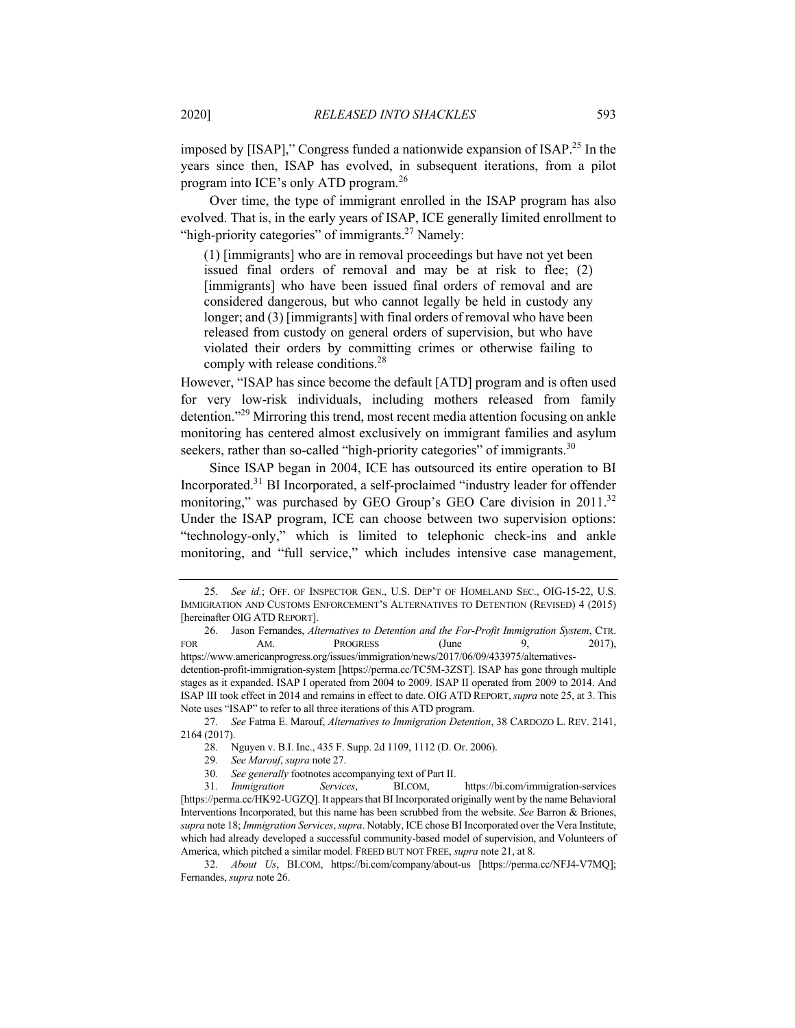imposed by [ISAP]," Congress funded a nationwide expansion of ISAP.[25] In the years since then, ISAP has evolved, in subsequent iterations, from a pilot program into ICE's only ATD program.[26]

Over time, the type of immigrant enrolled in the ISAP program has also evolved. That is, in the early years of ISAP, ICE generally limited enrollment to "high-priority categories" of immigrants.[27] Namely:

> (1) [immigrants] who are in removal proceedings but have not yet been issued final orders of removal and may be at risk to flee; (2) [immigrants] who have been issued final orders of removal and are considered dangerous, but who cannot legally be held in custody any longer; and (3) [immigrants] with final orders of removal who have been released from custody on general orders of supervision, but who have violated their orders by committing crimes or otherwise failing to comply with release conditions.[28]

However, "ISAP has since become the default [ATD] program and is often used for very low-risk individuals, including mothers released from family detention."[29] Mirroring this trend, most recent media attention focusing on ankle monitoring has centered almost exclusively on immigrant families and asylum seekers, rather than so-called "high-priority categories" of immigrants.[30]

Since ISAP began in 2004, ICE has outsourced its entire operation to BI Incorporated.[31] BI Incorporated, a self-proclaimed "industry leader for offender monitoring," was purchased by GEO Group's GEO Care division in 2011.[32] Under the ISAP program, ICE can choose between two supervision options: "technology-only," which is limited to telephonic check-ins and ankle monitoring, and "full service," which includes intensive case management,

---

25. *See id.*; OFF. OF INSPECTOR GEN., U.S. DEP'T OF HOMELAND SEC., OIG-15-22, U.S. IMMIGRATION AND CUSTOMS ENFORCEMENT'S ALTERNATIVES TO DETENTION (REVISED) 4 (2015) [hereinafter OIG ATD REPORT].

26. Jason Fernandes, *Alternatives to Detention and the For-Profit Immigration System*, CTR. FOR AM. PROGRESS (June 9, 2017), https://www.americanprogress.org/issues/immigration/news/2017/06/09/433975/alternatives-detention-profit-immigration-system [https://perma.cc/TC5M-3ZST]. ISAP has gone through multiple stages as it expanded. ISAP I operated from 2004 to 2009. ISAP II operated from 2009 to 2014. And ISAP III took effect in 2014 and remains in effect to date. OIG ATD REPORT, *supra* note 25, at 3. This Note uses "ISAP" to refer to all three iterations of this ATD program.

27. *See* Fatma E. Marouf, *Alternatives to Immigration Detention*, 38 CARDOZO L. REV. 2141, 2164 (2017).

28. Nguyen v. B.I. Inc., 435 F. Supp. 2d 1109, 1112 (D. Or. 2006).

29. *See Marouf*, *supra* note 27.

30. *See generally* footnotes accompanying text of Part II.

31. *Immigration Services*, BI.COM, https://bi.com/immigration-services [https://perma.cc/HK92-UGZQ]. It appears that BI Incorporated originally went by the name Behavioral Interventions Incorporated, but this name has been scrubbed from the website. *See* Barron & Briones, *supra* note 18; *Immigration Services*, *supra*. Notably, ICE chose BI Incorporated over the Vera Institute, which had already developed a successful community-based model of supervision, and Volunteers of America, which pitched a similar model. FREED BUT NOT FREE, *supra* note 21, at 8.

32. *About Us*, BI.COM, https://bi.com/company/about-us [https://perma.cc/NFJ4-V7MQ]; Fernandes, *supra* note 26.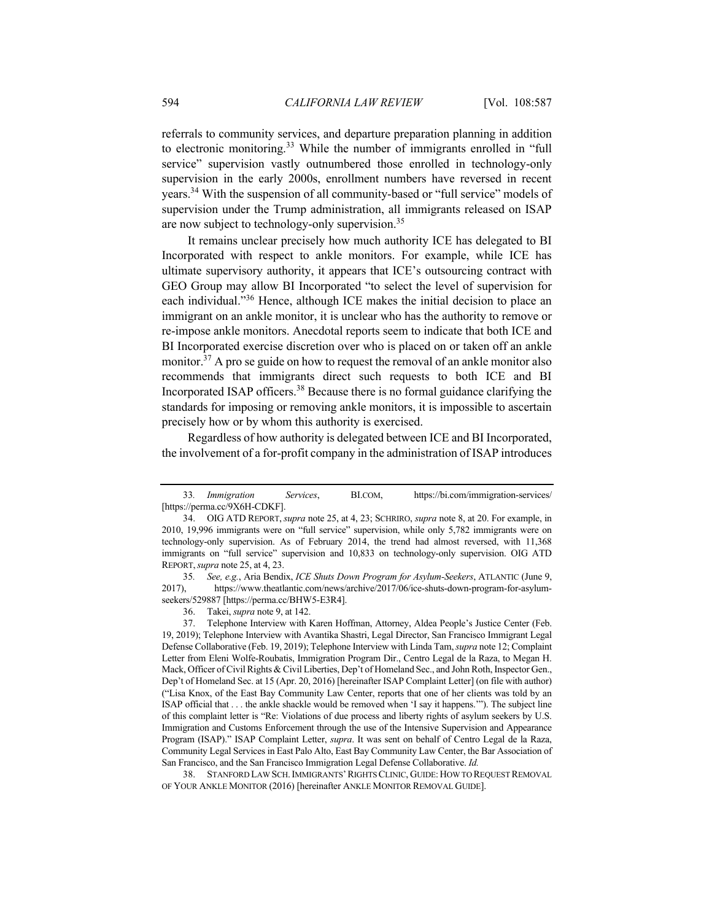referrals to community services, and departure preparation planning in addition to electronic monitoring.[33] While the number of immigrants enrolled in "full service" supervision vastly outnumbered those enrolled in technology-only supervision in the early 2000s, enrollment numbers have reversed in recent years.[34] With the suspension of all community-based or "full service" models of supervision under the Trump administration, all immigrants released on ISAP are now subject to technology-only supervision.[35]

It remains unclear precisely how much authority ICE has delegated to BI Incorporated with respect to ankle monitors. For example, while ICE has ultimate supervisory authority, it appears that ICE's outsourcing contract with GEO Group may allow BI Incorporated "to select the level of supervision for each individual."[36] Hence, although ICE makes the initial decision to place an immigrant on an ankle monitor, it is unclear who has the authority to remove or re-impose ankle monitors. Anecdotal reports seem to indicate that both ICE and BI Incorporated exercise discretion over who is placed on or taken off an ankle monitor.[37] A pro se guide on how to request the removal of an ankle monitor also recommends that immigrants direct such requests to both ICE and BI Incorporated ISAP officers.[38] Because there is no formal guidance clarifying the standards for imposing or removing ankle monitors, it is impossible to ascertain precisely how or by whom this authority is exercised.

Regardless of how authority is delegated between ICE and BI Incorporated, the involvement of a for-profit company in the administration of ISAP introduces

---

33. *Immigration Services*, BI.COM, https://bi.com/immigration-services/ [https://perma.cc/9X6H-CDKF].

34. OIG ATD REPORT, *supra* note 25, at 4, 23; SCHRIRO, *supra* note 8, at 20. For example, in 2010, 19,996 immigrants were on "full service" supervision, while only 5,782 immigrants were on technology-only supervision. As of February 2014, the trend had almost reversed, with 11,368 immigrants on "full service" supervision and 10,833 on technology-only supervision. OIG ATD REPORT, *supra* note 25, at 4, 23.

35. *See, e.g.*, Aria Bendix, *ICE Shuts Down Program for Asylum-Seekers*, ATLANTIC (June 9, 2017), https://www.theatlantic.com/news/archive/2017/06/ice-shuts-down-program-for-asylum-seekers/529887 [https://perma.cc/BHW5-E3R4].

36. Takei, *supra* note 9, at 142.

37. Telephone Interview with Karen Hoffman, Attorney, Aldea People's Justice Center (Feb. 19, 2019); Telephone Interview with Avantika Shastri, Legal Director, San Francisco Immigrant Legal Defense Collaborative (Feb. 19, 2019); Telephone Interview with Linda Tam, *supra* note 12; Complaint Letter from Eleni Wolfe-Roubatis, Immigration Program Dir., Centro Legal de la Raza, to Megan H. Mack, Officer of Civil Rights & Civil Liberties, Dep't of Homeland Sec., and John Roth, Inspector Gen., Dep't of Homeland Sec. at 15 (Apr. 20, 2016) [hereinafter ISAP Complaint Letter] (on file with author) ("Lisa Knox, of the East Bay Community Law Center, reports that one of her clients was told by an ISAP official that . . . the ankle shackle would be removed when 'I say it happens.'"). The subject line of this complaint letter is "Re: Violations of due process and liberty rights of asylum seekers by U.S. Immigration and Customs Enforcement through the use of the Intensive Supervision and Appearance Program (ISAP)." ISAP Complaint Letter, *supra*. It was sent on behalf of Centro Legal de la Raza, Community Legal Services in East Palo Alto, East Bay Community Law Center, the Bar Association of San Francisco, and the San Francisco Immigration Legal Defense Collaborative. *Id.*

38. STANFORD LAW SCH. IMMIGRANTS' RIGHTS CLINIC, GUIDE: HOW TO REQUEST REMOVAL OF YOUR ANKLE MONITOR (2016) [hereinafter ANKLE MONITOR REMOVAL GUIDE].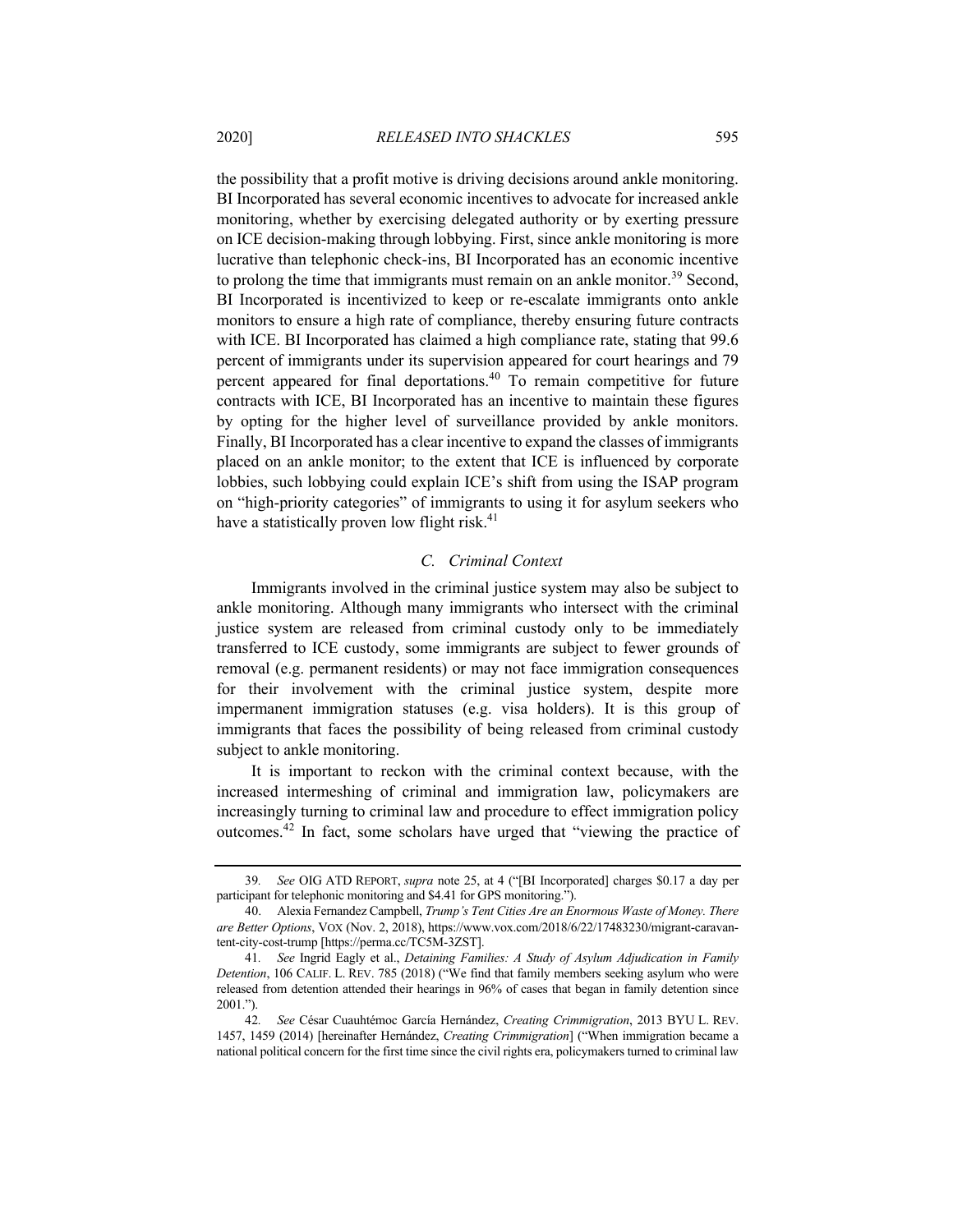the possibility that a profit motive is driving decisions around ankle monitoring. BI Incorporated has several economic incentives to advocate for increased ankle monitoring, whether by exercising delegated authority or by exerting pressure on ICE decision-making through lobbying. First, since ankle monitoring is more lucrative than telephonic check-ins, BI Incorporated has an economic incentive to prolong the time that immigrants must remain on an ankle monitor.[39] Second, BI Incorporated is incentivized to keep or re-escalate immigrants onto ankle monitors to ensure a high rate of compliance, thereby ensuring future contracts with ICE. BI Incorporated has claimed a high compliance rate, stating that 99.6 percent of immigrants under its supervision appeared for court hearings and 79 percent appeared for final deportations.[40] To remain competitive for future contracts with ICE, BI Incorporated has an incentive to maintain these figures by opting for the higher level of surveillance provided by ankle monitors. Finally, BI Incorporated has a clear incentive to expand the classes of immigrants placed on an ankle monitor; to the extent that ICE is influenced by corporate lobbies, such lobbying could explain ICE's shift from using the ISAP program on "high-priority categories" of immigrants to using it for asylum seekers who have a statistically proven low flight risk.[41]

### *C. Criminal Context*

Immigrants involved in the criminal justice system may also be subject to ankle monitoring. Although many immigrants who intersect with the criminal justice system are released from criminal custody only to be immediately transferred to ICE custody, some immigrants are subject to fewer grounds of removal (e.g. permanent residents) or may not face immigration consequences for their involvement with the criminal justice system, despite more impermanent immigration statuses (e.g. visa holders). It is this group of immigrants that faces the possibility of being released from criminal custody subject to ankle monitoring.

It is important to reckon with the criminal context because, with the increased intermeshing of criminal and immigration law, policymakers are increasingly turning to criminal law and procedure to effect immigration policy outcomes.[42] In fact, some scholars have urged that "viewing the practice of

---

39. *See* OIG ATD REPORT, *supra* note 25, at 4 ("[BI Incorporated] charges $0.17 a day per participant for telephonic monitoring and $4.41 for GPS monitoring.").

40. Alexia Fernandez Campbell, *Trump's Tent Cities Are an Enormous Waste of Money. There are Better Options*, VOX (Nov. 2, 2018), https://www.vox.com/2018/6/22/17483230/migrant-caravan-tent-city-cost-trump [https://perma.cc/TC5M-3ZST].

41. *See* Ingrid Eagly et al., *Detaining Families: A Study of Asylum Adjudication in Family Detention*, 106 CALIF. L. REV. 785 (2018) ("We find that family members seeking asylum who were released from detention attended their hearings in 96% of cases that began in family detention since 2001.").

42. *See* César Cuauhtémoc García Hernández, *Creating Crimmigration*, 2013 BYU L. REV. 1457, 1459 (2014) [hereinafter Hernández, *Creating Crimmigration*] ("When immigration became a national political concern for the first time since the civil rights era, policymakers turned to criminal law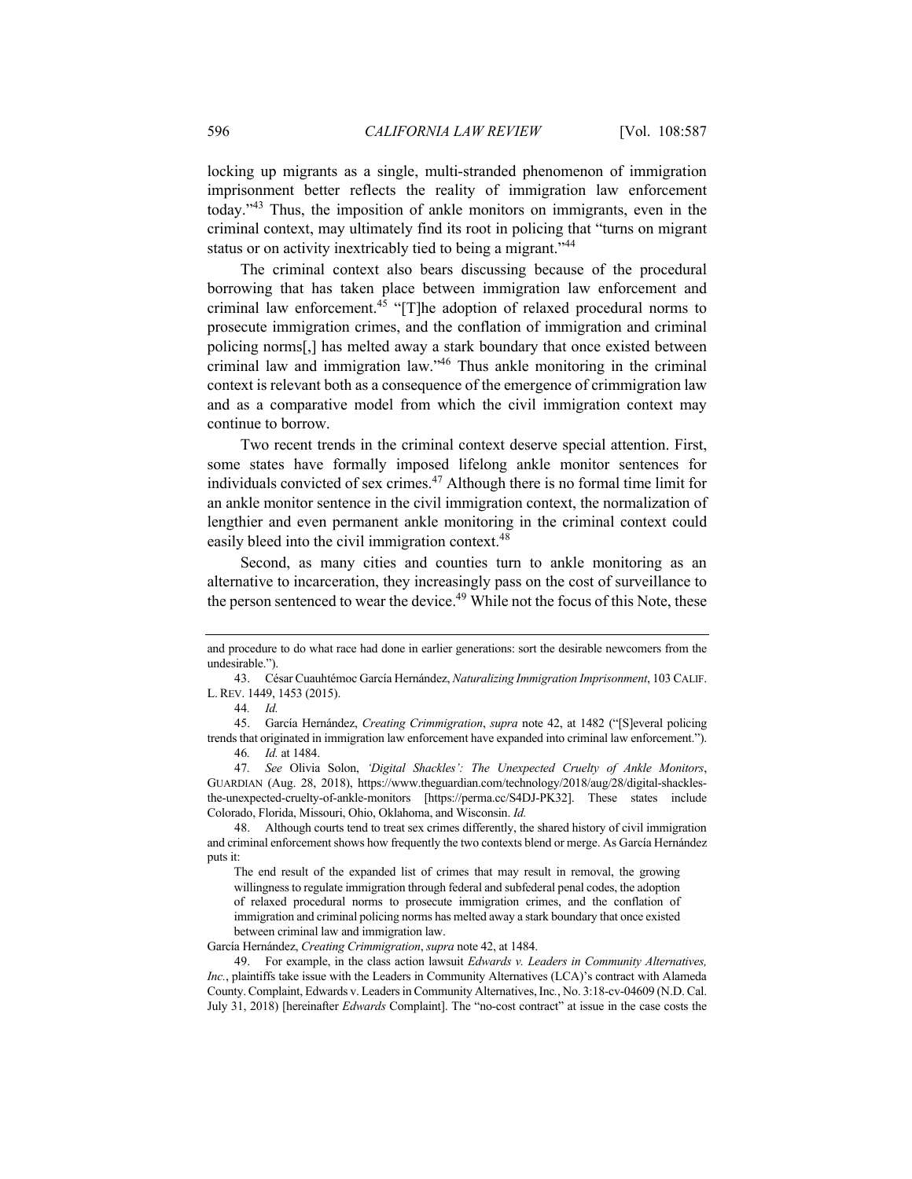locking up migrants as a single, multi-stranded phenomenon of immigration imprisonment better reflects the reality of immigration law enforcement today."[43] Thus, the imposition of ankle monitors on immigrants, even in the criminal context, may ultimately find its root in policing that "turns on migrant status or on activity inextricably tied to being a migrant."[44]

The criminal context also bears discussing because of the procedural borrowing that has taken place between immigration law enforcement and criminal law enforcement.[45] "[T]he adoption of relaxed procedural norms to prosecute immigration crimes, and the conflation of immigration and criminal policing norms[,] has melted away a stark boundary that once existed between criminal law and immigration law."[46] Thus ankle monitoring in the criminal context is relevant both as a consequence of the emergence of crimmigration law and as a comparative model from which the civil immigration context may continue to borrow.

Two recent trends in the criminal context deserve special attention. First, some states have formally imposed lifelong ankle monitor sentences for individuals convicted of sex crimes.[47] Although there is no formal time limit for an ankle monitor sentence in the civil immigration context, the normalization of lengthier and even permanent ankle monitoring in the criminal context could easily bleed into the civil immigration context.[48]

Second, as many cities and counties turn to ankle monitoring as an alternative to incarceration, they increasingly pass on the cost of surveillance to the person sentenced to wear the device.[49] While not the focus of this Note, these

---

and procedure to do what race had done in earlier generations: sort the desirable newcomers from the undesirable.").

43. César Cuauhtémoc García Hernández, *Naturalizing Immigration Imprisonment*, 103 CALIF. L. REV. 1449, 1453 (2015).

44. *Id.*

45. García Hernández, *Creating Crimmigration*, *supra* note 42, at 1482 ("[S]everal policing trends that originated in immigration law enforcement have expanded into criminal law enforcement.").

46. *Id.* at 1484.

47. *See* Olivia Solon, *'Digital Shackles': The Unexpected Cruelty of Ankle Monitors*, GUARDIAN (Aug. 28, 2018), https://www.theguardian.com/technology/2018/aug/28/digital-shackles-the-unexpected-cruelty-of-ankle-monitors [https://perma.cc/S4DJ-PK32]. These states include Colorado, Florida, Missouri, Ohio, Oklahoma, and Wisconsin. *Id.*

48. Although courts tend to treat sex crimes differently, the shared history of civil immigration and criminal enforcement shows how frequently the two contexts blend or merge. As García Hernández puts it:

> The end result of the expanded list of crimes that may result in removal, the growing willingness to regulate immigration through federal and subfederal penal codes, the adoption of relaxed procedural norms to prosecute immigration crimes, and the conflation of immigration and criminal policing norms has melted away a stark boundary that once existed between criminal law and immigration law.

García Hernández, *Creating Crimmigration*, *supra* note 42, at 1484.

49. For example, in the class action lawsuit *Edwards v. Leaders in Community Alternatives, Inc.*, plaintiffs take issue with the Leaders in Community Alternatives (LCA)'s contract with Alameda County. Complaint, Edwards v. Leaders in Community Alternatives, Inc., No. 3:18-cv-04609 (N.D. Cal. July 31, 2018) [hereinafter *Edwards* Complaint]. The "no-cost contract" at issue in the case costs the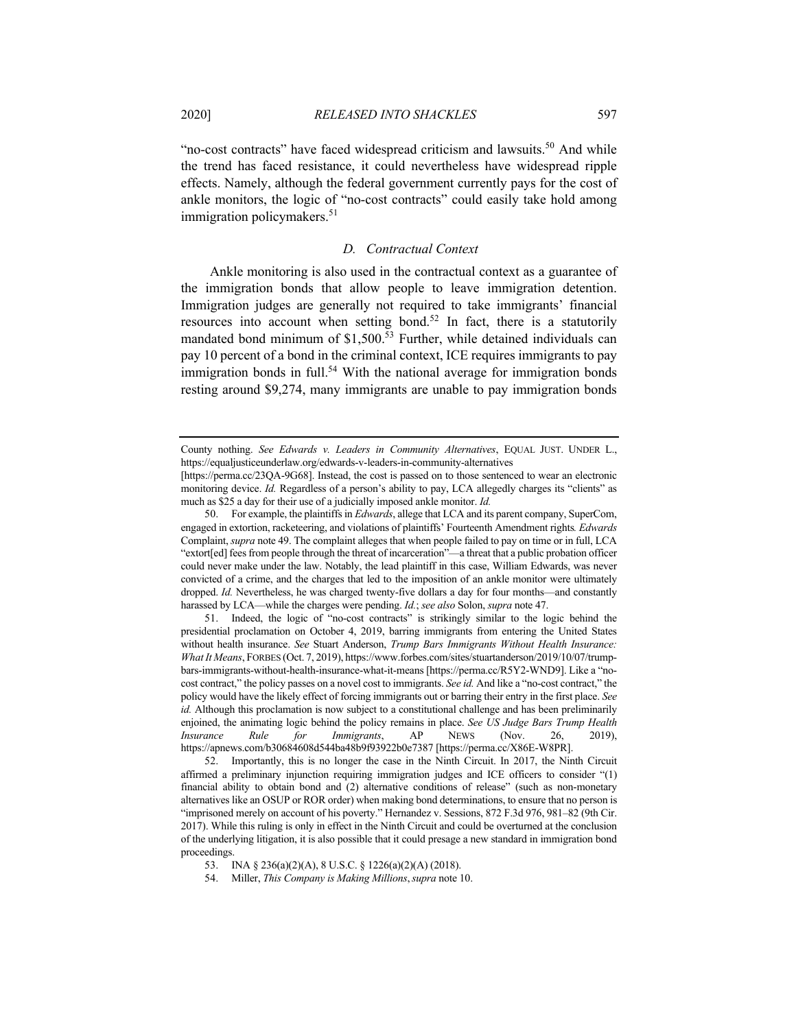"no-cost contracts" have faced widespread criticism and lawsuits.[50] And while the trend has faced resistance, it could nevertheless have widespread ripple effects. Namely, although the federal government currently pays for the cost of ankle monitors, the logic of "no-cost contracts" could easily take hold among immigration policymakers.[51]

### *D. Contractual Context*

Ankle monitoring is also used in the contractual context as a guarantee of the immigration bonds that allow people to leave immigration detention. Immigration judges are generally not required to take immigrants' financial resources into account when setting bond.[52] In fact, there is a statutorily mandated bond minimum of $1,500.[53] Further, while detained individuals can pay 10 percent of a bond in the criminal context, ICE requires immigrants to pay immigration bonds in full.[54] With the national average for immigration bonds resting around $9,274, many immigrants are unable to pay immigration bonds

---

County nothing. *See Edwards v. Leaders in Community Alternatives*, EQUAL JUST. UNDER L., https://equaljusticeunderlaw.org/edwards-v-leaders-in-community-alternatives [https://perma.cc/23QA-9G68]. Instead, the cost is passed on to those sentenced to wear an electronic monitoring device. *Id.* Regardless of a person's ability to pay, LCA allegedly charges its "clients" as much as $25 a day for their use of a judicially imposed ankle monitor. *Id.*

50. For example, the plaintiffs in *Edwards*, allege that LCA and its parent company, SuperCom, engaged in extortion, racketeering, and violations of plaintiffs' Fourteenth Amendment rights. *Edwards* Complaint, *supra* note 49. The complaint alleges that when people failed to pay on time or in full, LCA "extort[ed] fees from people through the threat of incarceration"—a threat that a public probation officer could never make under the law. Notably, the lead plaintiff in this case, William Edwards, was never convicted of a crime, and the charges that led to the imposition of an ankle monitor were ultimately dropped. *Id.* Nevertheless, he was charged twenty-five dollars a day for four months—and constantly harassed by LCA—while the charges were pending. *Id.*; *see also* Solon, *supra* note 47.

51. Indeed, the logic of "no-cost contracts" is strikingly similar to the logic behind the presidential proclamation on October 4, 2019, barring immigrants from entering the United States without health insurance. *See* Stuart Anderson, *Trump Bars Immigrants Without Health Insurance: What It Means*, FORBES (Oct. 7, 2019), https://www.forbes.com/sites/stuartanderson/2019/10/07/trump-bars-immigrants-without-health-insurance-what-it-means [https://perma.cc/R5Y2-WND9]. Like a "no-cost contract," the policy passes on a novel cost to immigrants. *See id.* And like a "no-cost contract," the policy would have the likely effect of forcing immigrants out or barring their entry in the first place. *See id.* Although this proclamation is now subject to a constitutional challenge and has been preliminarily enjoined, the animating logic behind the policy remains in place. *See US Judge Bars Trump Health Insurance Rule for Immigrants*, AP NEWS (Nov. 26, 2019), https://apnews.com/b30684608d544ba48b9f93922b0e7387 [https://perma.cc/X86E-W8PR].

52. Importantly, this is no longer the case in the Ninth Circuit. In 2017, the Ninth Circuit affirmed a preliminary injunction requiring immigration judges and ICE officers to consider "(1) financial ability to obtain bond and (2) alternative conditions of release" (such as non-monetary alternatives like an OSUP or ROR order) when making bond determinations, to ensure that no person is "imprisoned merely on account of his poverty." Hernandez v. Sessions, 872 F.3d 976, 981–82 (9th Cir. 2017). While this ruling is only in effect in the Ninth Circuit and could be overturned at the conclusion of the underlying litigation, it is also possible that it could presage a new standard in immigration bond proceedings.

53. INA § 236(a)(2)(A), 8 U.S.C. § 1226(a)(2)(A) (2018).

54. Miller, *This Company is Making Millions*, *supra* note 10.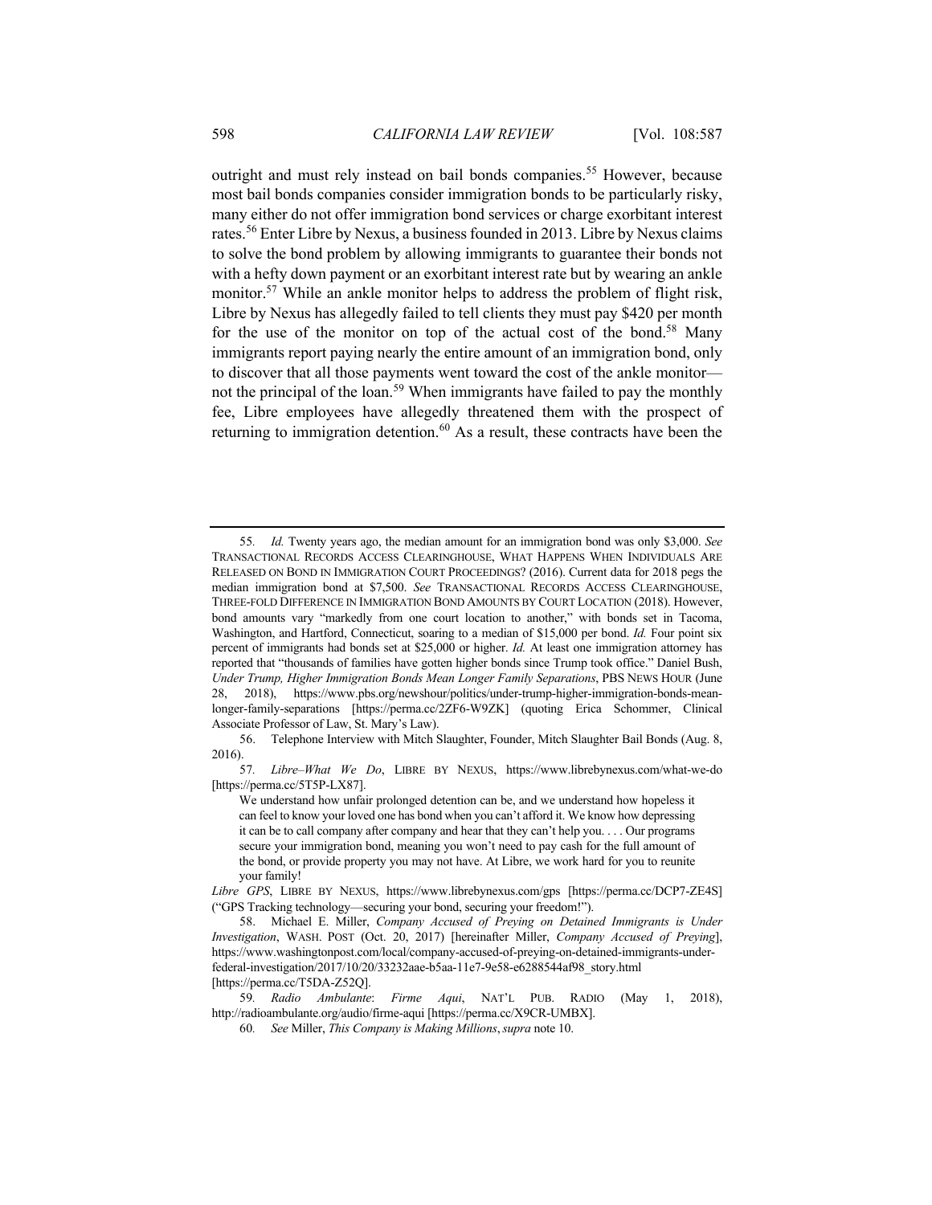outright and must rely instead on bail bonds companies.[55] However, because most bail bonds companies consider immigration bonds to be particularly risky, many either do not offer immigration bond services or charge exorbitant interest rates.[56] Enter Libre by Nexus, a business founded in 2013. Libre by Nexus claims to solve the bond problem by allowing immigrants to guarantee their bonds not with a hefty down payment or an exorbitant interest rate but by wearing an ankle monitor.[57] While an ankle monitor helps to address the problem of flight risk, Libre by Nexus has allegedly failed to tell clients they must pay $420 per month for the use of the monitor on top of the actual cost of the bond.[58] Many immigrants report paying nearly the entire amount of an immigration bond, only to discover that all those payments went toward the cost of the ankle monitor—not the principal of the loan.[59] When immigrants have failed to pay the monthly fee, Libre employees have allegedly threatened them with the prospect of returning to immigration detention.[60] As a result, these contracts have been the

---

55. *Id.* Twenty years ago, the median amount for an immigration bond was only $3,000. *See* TRANSACTIONAL RECORDS ACCESS CLEARINGHOUSE, WHAT HAPPENS WHEN INDIVIDUALS ARE RELEASED ON BOND IN IMMIGRATION COURT PROCEEDINGS? (2016). Current data for 2018 pegs the median immigration bond at $7,500. *See* TRANSACTIONAL RECORDS ACCESS CLEARINGHOUSE, THREE-FOLD DIFFERENCE IN IMMIGRATION BOND AMOUNTS BY COURT LOCATION (2018). However, bond amounts vary "markedly from one court location to another," with bonds set in Tacoma, Washington, and Hartford, Connecticut, soaring to a median of $15,000 per bond. *Id.* Four point six percent of immigrants had bonds set at $25,000 or higher. *Id.* At least one immigration attorney has reported that "thousands of families have gotten higher bonds since Trump took office." Daniel Bush, *Under Trump, Higher Immigration Bonds Mean Longer Family Separations*, PBS NEWS HOUR (June 28, 2018), https://www.pbs.org/newshour/politics/under-trump-higher-immigration-bonds-mean-longer-family-separations [https://perma.cc/2ZF6-W9ZK] (quoting Erica Schommer, Clinical Associate Professor of Law, St. Mary's Law).

56. Telephone Interview with Mitch Slaughter, Founder, Mitch Slaughter Bail Bonds (Aug. 8, 2016).

57. *Libre–What We Do*, LIBRE BY NEXUS, https://www.librebynexus.com/what-we-do [https://perma.cc/5T5P-LX87].

> We understand how unfair prolonged detention can be, and we understand how hopeless it can feel to know your loved one has bond when you can't afford it. We know how depressing it can be to call company after company and hear that they can't help you. . . . Our programs secure your immigration bond, meaning you won't need to pay cash for the full amount of the bond, or provide property you may not have. At Libre, we work hard for you to reunite your family!

*Libre GPS*, LIBRE BY NEXUS, https://www.librebynexus.com/gps [https://perma.cc/DCP7-ZE4S] ("GPS Tracking technology—securing your bond, securing your freedom!").

58. Michael E. Miller, *Company Accused of Preying on Detained Immigrants is Under Investigation*, WASH. POST (Oct. 20, 2017) [hereinafter Miller, *Company Accused of Preying*], https://www.washingtonpost.com/local/company-accused-of-preying-on-detained-immigrants-under-federal-investigation/2017/10/20/33232aae-b5aa-11e7-9e58-e6288544af98_story.html [https://perma.cc/T5DA-Z52Q].

59. *Radio Ambulante*: *Firme Aqui*, NAT'L PUB. RADIO (May 1, 2018), http://radioambulante.org/audio/firme-aqui [https://perma.cc/X9CR-UMBX].

60. *See* Miller, *This Company is Making Millions*, *supra* note 10.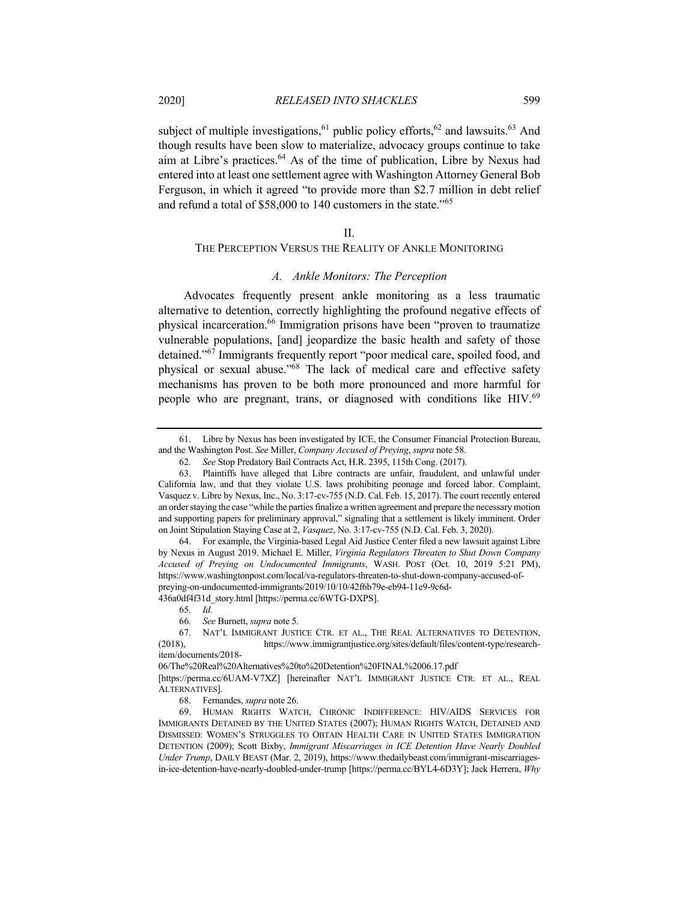subject of multiple investigations,[61] public policy efforts,[62] and lawsuits.[63] And though results have been slow to materialize, advocacy groups continue to take aim at Libre's practices.[64] As of the time of publication, Libre by Nexus had entered into at least one settlement agree with Washington Attorney General Bob Ferguson, in which it agreed "to provide more than $2.7 million in debt relief and refund a total of $58,000 to 140 customers in the state."[65]

## II.
## THE PERCEPTION VERSUS THE REALITY OF ANKLE MONITORING

### *A. Ankle Monitors: The Perception*

Advocates frequently present ankle monitoring as a less traumatic alternative to detention, correctly highlighting the profound negative effects of physical incarceration.[66] Immigration prisons have been "proven to traumatize vulnerable populations, [and] jeopardize the basic health and safety of those detained."[67] Immigrants frequently report "poor medical care, spoiled food, and physical or sexual abuse."[68] The lack of medical care and effective safety mechanisms has proven to be both more pronounced and more harmful for people who are pregnant, trans, or diagnosed with conditions like HIV.[69]

---

61. Libre by Nexus has been investigated by ICE, the Consumer Financial Protection Bureau, and the Washington Post. *See* Miller, *Company Accused of Preying*, *supra* note 58.

62. *See* Stop Predatory Bail Contracts Act, H.R. 2395, 115th Cong. (2017).

63. Plaintiffs have alleged that Libre contracts are unfair, fraudulent, and unlawful under California law, and that they violate U.S. laws prohibiting peonage and forced labor. Complaint, Vasquez v. Libre by Nexus, Inc., No. 3:17-cv-755 (N.D. Cal. Feb. 15, 2017). The court recently entered an order staying the case "while the parties finalize a written agreement and prepare the necessary motion and supporting papers for preliminary approval," signaling that a settlement is likely imminent. Order on Joint Stipulation Staying Case at 2, *Vasquez*, No. 3:17-cv-755 (N.D. Cal. Feb. 3, 2020).

64. For example, the Virginia-based Legal Aid Justice Center filed a new lawsuit against Libre by Nexus in August 2019. Michael E. Miller, *Virginia Regulators Threaten to Shut Down Company Accused of Preying on Undocumented Immigrants*, WASH. POST (Oct. 10, 2019 5:21 PM), https://www.washingtonpost.com/local/va-regulators-threaten-to-shut-down-company-accused-of-preying-on-undocumented-immigrants/2019/10/10/42f6b79e-eb94-11e9-9c6d-436a0df4f31d_story.html [https://perma.cc/6WTG-DXPS].

65. *Id.*

66. *See* Burnett, *supra* note 5.

67. NAT'L IMMIGRANT JUSTICE CTR. ET AL., THE REAL ALTERNATIVES TO DETENTION, (2018), https://www.immigrantjustice.org/sites/default/files/content-type/research-item/documents/2018-06/The%20Real%20Alternatives%20to%20Detention%20FINAL%2006.17.pdf [https://perma.cc/6UAM-V7XZ] [hereinafter NAT'L IMMIGRANT JUSTICE CTR. ET AL., REAL ALTERNATIVES].

68. Fernandes, *supra* note 26.

69. HUMAN RIGHTS WATCH, CHRONIC INDIFFERENCE: HIV/AIDS SERVICES FOR IMMIGRANTS DETAINED BY THE UNITED STATES (2007); HUMAN RIGHTS WATCH, DETAINED AND DISMISSED: WOMEN'S STRUGGLES TO OBTAIN HEALTH CARE IN UNITED STATES IMMIGRATION DETENTION (2009); Scott Bixby, *Immigrant Miscarriages in ICE Detention Have Nearly Doubled Under Trump*, DAILY BEAST (Mar. 2, 2019), https://www.thedailybeast.com/immigrant-miscarriages-in-ice-detention-have-nearly-doubled-under-trump [https://perma.cc/BYL4-6D3Y]; Jack Herrera, *Why*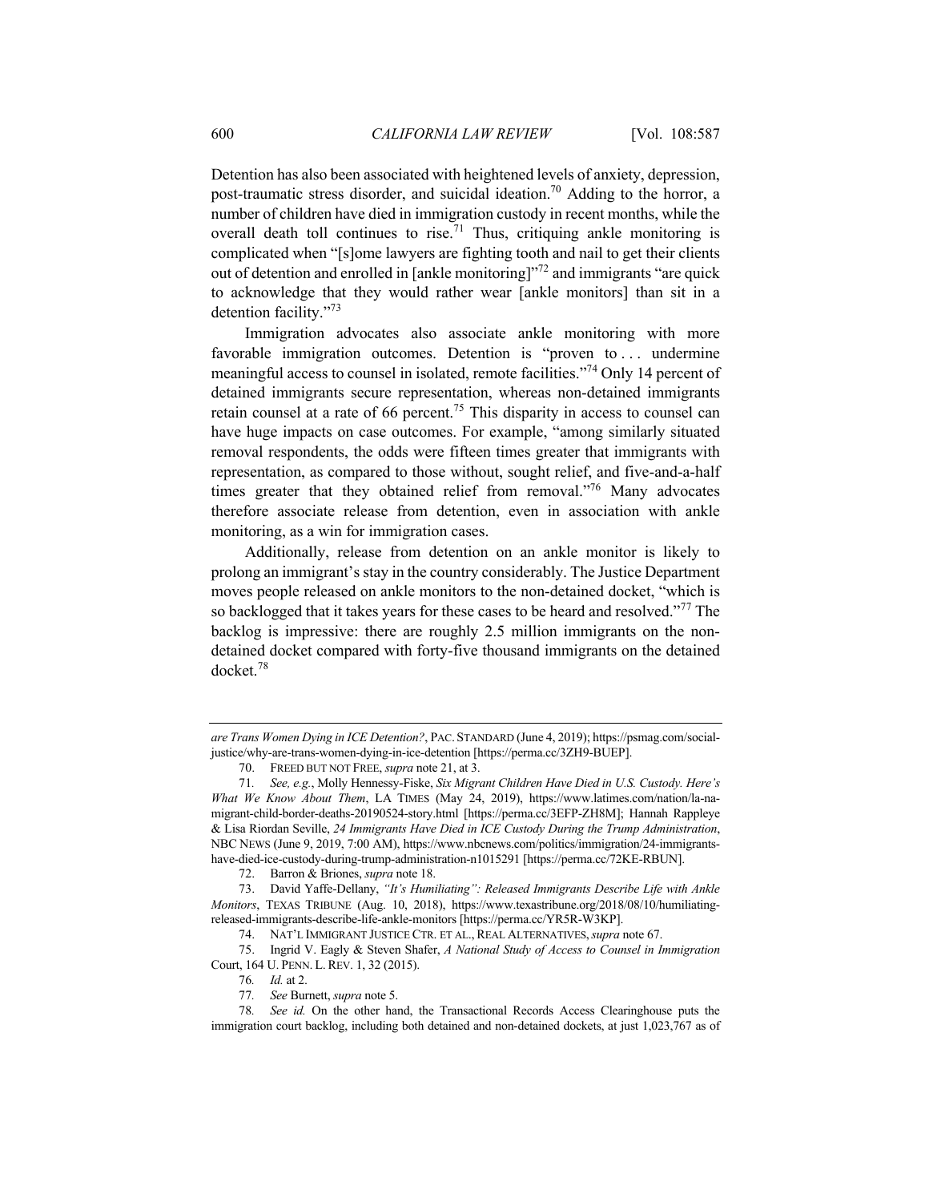Detention has also been associated with heightened levels of anxiety, depression, post-traumatic stress disorder, and suicidal ideation.[70] Adding to the horror, a number of children have died in immigration custody in recent months, while the overall death toll continues to rise.[71] Thus, critiquing ankle monitoring is complicated when "[s]ome lawyers are fighting tooth and nail to get their clients out of detention and enrolled in [ankle monitoring]"[72] and immigrants "are quick to acknowledge that they would rather wear [ankle monitors] than sit in a detention facility."[73]

Immigration advocates also associate ankle monitoring with more favorable immigration outcomes. Detention is "proven to . . . undermine meaningful access to counsel in isolated, remote facilities."[74] Only 14 percent of detained immigrants secure representation, whereas non-detained immigrants retain counsel at a rate of 66 percent.[75] This disparity in access to counsel can have huge impacts on case outcomes. For example, "among similarly situated removal respondents, the odds were fifteen times greater that immigrants with representation, as compared to those without, sought relief, and five-and-a-half times greater that they obtained relief from removal."[76] Many advocates therefore associate release from detention, even in association with ankle monitoring, as a win for immigration cases.

Additionally, release from detention on an ankle monitor is likely to prolong an immigrant's stay in the country considerably. The Justice Department moves people released on ankle monitors to the non-detained docket, "which is so backlogged that it takes years for these cases to be heard and resolved."[77] The backlog is impressive: there are roughly 2.5 million immigrants on the non-detained docket compared with forty-five thousand immigrants on the detained docket.[78]

---

*are Trans Women Dying in ICE Detention?*, PAC. STANDARD (June 4, 2019); https://psmag.com/social-justice/why-are-trans-women-dying-in-ice-detention [https://perma.cc/3ZH9-BUEP].

70. FREED BUT NOT FREE, *supra* note 21, at 3.

71. *See, e.g.*, Molly Hennessy-Fiske, *Six Migrant Children Have Died in U.S. Custody. Here's What We Know About Them*, LA TIMES (May 24, 2019), https://www.latimes.com/nation/la-na-migrant-child-border-deaths-20190524-story.html [https://perma.cc/3EFP-ZH8M]; Hannah Rappleye & Lisa Riordan Seville, *24 Immigrants Have Died in ICE Custody During the Trump Administration*, NBC NEWS (June 9, 2019, 7:00 AM), https://www.nbcnews.com/politics/immigration/24-immigrants-have-died-ice-custody-during-trump-administration-n1015291 [https://perma.cc/72KE-RBUN].

72. Barron & Briones, *supra* note 18.

73. David Yaffe-Dellany, *"It's Humiliating": Released Immigrants Describe Life with Ankle Monitors*, TEXAS TRIBUNE (Aug. 10, 2018), https://www.texastribune.org/2018/08/10/humiliating-released-immigrants-describe-life-ankle-monitors [https://perma.cc/YR5R-W3KP].

74. NAT'L IMMIGRANT JUSTICE CTR. ET AL., REAL ALTERNATIVES, *supra* note 67.

75. Ingrid V. Eagly & Steven Shafer, *A National Study of Access to Counsel in Immigration* Court, 164 U. PENN. L. REV. 1, 32 (2015).

76. *Id.* at 2.

77. *See* Burnett, *supra* note 5.

78. *See id.* On the other hand, the Transactional Records Access Clearinghouse puts the immigration court backlog, including both detained and non-detained dockets, at just 1,023,767 as of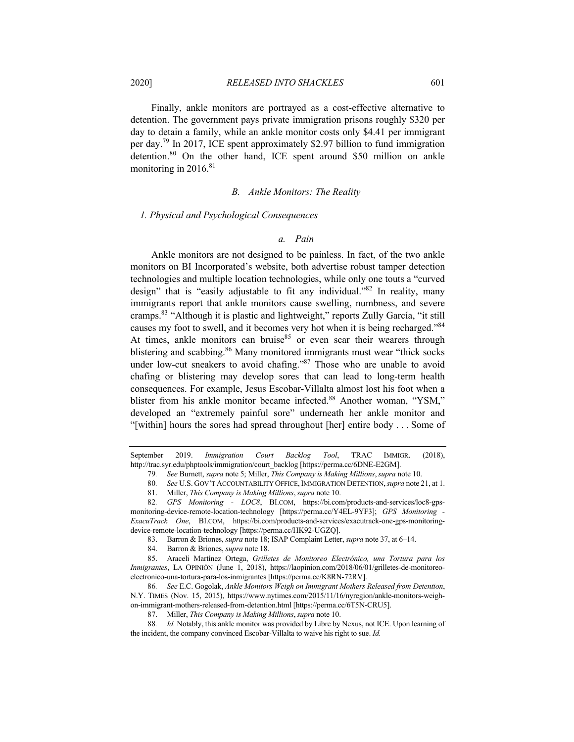Finally, ankle monitors are portrayed as a cost-effective alternative to detention. The government pays private immigration prisons roughly $320 per day to detain a family, while an ankle monitor costs only $4.41 per immigrant per day.[79] In 2017, ICE spent approximately $2.97 billion to fund immigration detention.[80] On the other hand, ICE spent around $50 million on ankle monitoring in 2016.[81]

### *B. Ankle Monitors: The Reality*

#### *1. Physical and Psychological Consequences*

##### *a. Pain*

Ankle monitors are not designed to be painless. In fact, of the two ankle monitors on BI Incorporated's website, both advertise robust tamper detection technologies and multiple location technologies, while only one touts a "curved design" that is "easily adjustable to fit any individual."[82] In reality, many immigrants report that ankle monitors cause swelling, numbness, and severe cramps.[83] "Although it is plastic and lightweight," reports Zully García, "it still causes my foot to swell, and it becomes very hot when it is being recharged."[84] At times, ankle monitors can bruise[85] or even scar their wearers through blistering and scabbing.[86] Many monitored immigrants must wear "thick socks under low-cut sneakers to avoid chafing."[87] Those who are unable to avoid chafing or blistering may develop sores that can lead to long-term health consequences. For example, Jesus Escobar-Villalta almost lost his foot when a blister from his ankle monitor became infected.[88] Another woman, "YSM," developed an "extremely painful sore" underneath her ankle monitor and "[within] hours the sores had spread throughout [her] entire body . . . Some of

---

September 2019. *Immigration Court Backlog Tool*, TRAC IMMIGR. (2018), http://trac.syr.edu/phptools/immigration/court_backlog [https://perma.cc/6DNE-E2GM].

79. *See* Burnett, *supra* note 5; Miller, *This Company is Making Millions*, *supra* note 10.

80. *See* U.S. GOV'T ACCOUNTABILITY OFFICE, IMMIGRATION DETENTION, *supra* note 21, at 1.

81. Miller, *This Company is Making Millions*, *supra* note 10.

82. *GPS Monitoring - LOC8*, BI.COM, https://bi.com/products-and-services/loc8-gps-monitoring-device-remote-location-technology [https://perma.cc/Y4EL-9YF3]; *GPS Monitoring - ExacuTrack One*, BI.COM, https://bi.com/products-and-services/exacutrack-one-gps-monitoring-device-remote-location-technology [https://perma.cc/HK92-UGZQ].

83. Barron & Briones, *supra* note 18; ISAP Complaint Letter, *supra* note 37, at 6–14.

84. Barron & Briones, *supra* note 18.

85. Araceli Martínez Ortega, *Grilletes de Monitoreo Electrónico, una Tortura para los Inmigrantes*, LA OPINIÓN (June 1, 2018), https://laopinion.com/2018/06/01/grilletes-de-monitoreo-electronico-una-tortura-para-los-inmigrantes [https://perma.cc/K8RN-72RV].

86. *See* E.C. Gogolak, *Ankle Monitors Weigh on Immigrant Mothers Released from Detention*, N.Y. TIMES (Nov. 15, 2015), https://www.nytimes.com/2015/11/16/nyregion/ankle-monitors-weigh-on-immigrant-mothers-released-from-detention.html [https://perma.cc/6T5N-CRU5].

87. Miller, *This Company is Making Millions*, *supra* note 10.

88. *Id.* Notably, this ankle monitor was provided by Libre by Nexus, not ICE. Upon learning of the incident, the company convinced Escobar-Villalta to waive his right to sue. *Id.*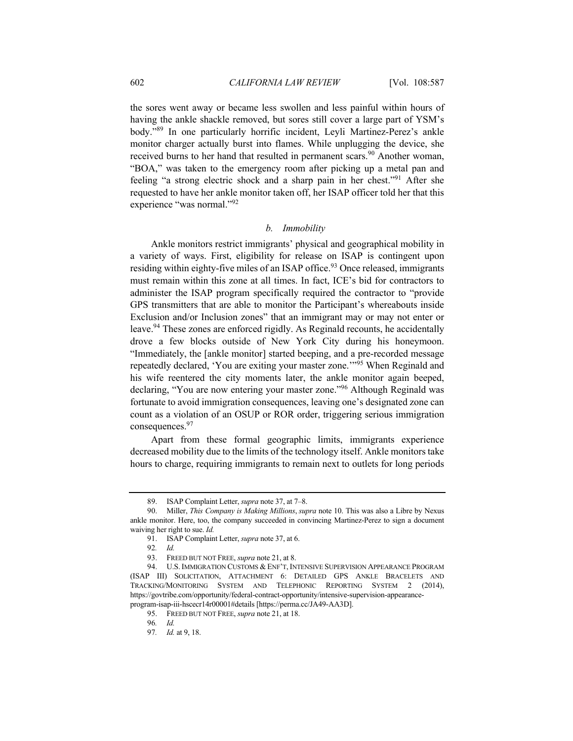the sores went away or became less swollen and less painful within hours of having the ankle shackle removed, but sores still cover a large part of YSM's body."[89] In one particularly horrific incident, Leyli Martinez-Perez's ankle monitor charger actually burst into flames. While unplugging the device, she received burns to her hand that resulted in permanent scars.[90] Another woman, "BOA," was taken to the emergency room after picking up a metal pan and feeling "a strong electric shock and a sharp pain in her chest."[91] After she requested to have her ankle monitor taken off, her ISAP officer told her that this experience "was normal."[92]

#### *b. Immobility*

Ankle monitors restrict immigrants' physical and geographical mobility in a variety of ways. First, eligibility for release on ISAP is contingent upon residing within eighty-five miles of an ISAP office.[93] Once released, immigrants must remain within this zone at all times. In fact, ICE's bid for contractors to administer the ISAP program specifically required the contractor to "provide GPS transmitters that are able to monitor the Participant's whereabouts inside Exclusion and/or Inclusion zones" that an immigrant may or may not enter or leave.[94] These zones are enforced rigidly. As Reginald recounts, he accidentally drove a few blocks outside of New York City during his honeymoon. "Immediately, the [ankle monitor] started beeping, and a pre-recorded message repeatedly declared, 'You are exiting your master zone.'"[95] When Reginald and his wife reentered the city moments later, the ankle monitor again beeped, declaring, "You are now entering your master zone."[96] Although Reginald was fortunate to avoid immigration consequences, leaving one's designated zone can count as a violation of an OSUP or ROR order, triggering serious immigration consequences.[97]

Apart from these formal geographic limits, immigrants experience decreased mobility due to the limits of the technology itself. Ankle monitors take hours to charge, requiring immigrants to remain next to outlets for long periods

---

89. ISAP Complaint Letter, *supra* note 37, at 7–8.

90. Miller, *This Company is Making Millions*, *supra* note 10. This was also a Libre by Nexus ankle monitor. Here, too, the company succeeded in convincing Martinez-Perez to sign a document waiving her right to sue. *Id.*

91. ISAP Complaint Letter, *supra* note 37, at 6.

92. *Id.*

93. FREED BUT NOT FREE, *supra* note 21, at 8.

94. U.S. IMMIGRATION CUSTOMS & ENF'T, INTENSIVE SUPERVISION APPEARANCE PROGRAM (ISAP III) SOLICITATION, ATTACHMENT 6: DETAILED GPS ANKLE BRACELETS AND TRACKING/MONITORING SYSTEM AND TELEPHONIC REPORTING SYSTEM 2 (2014), https://govtribe.com/opportunity/federal-contract-opportunity/intensive-supervision-appearance-program-isap-iii-hscecr14r00001#details [https://perma.cc/JA49-AA3D].

95. FREED BUT NOT FREE, *supra* note 21, at 18.

96. *Id.*

97. *Id.* at 9, 18.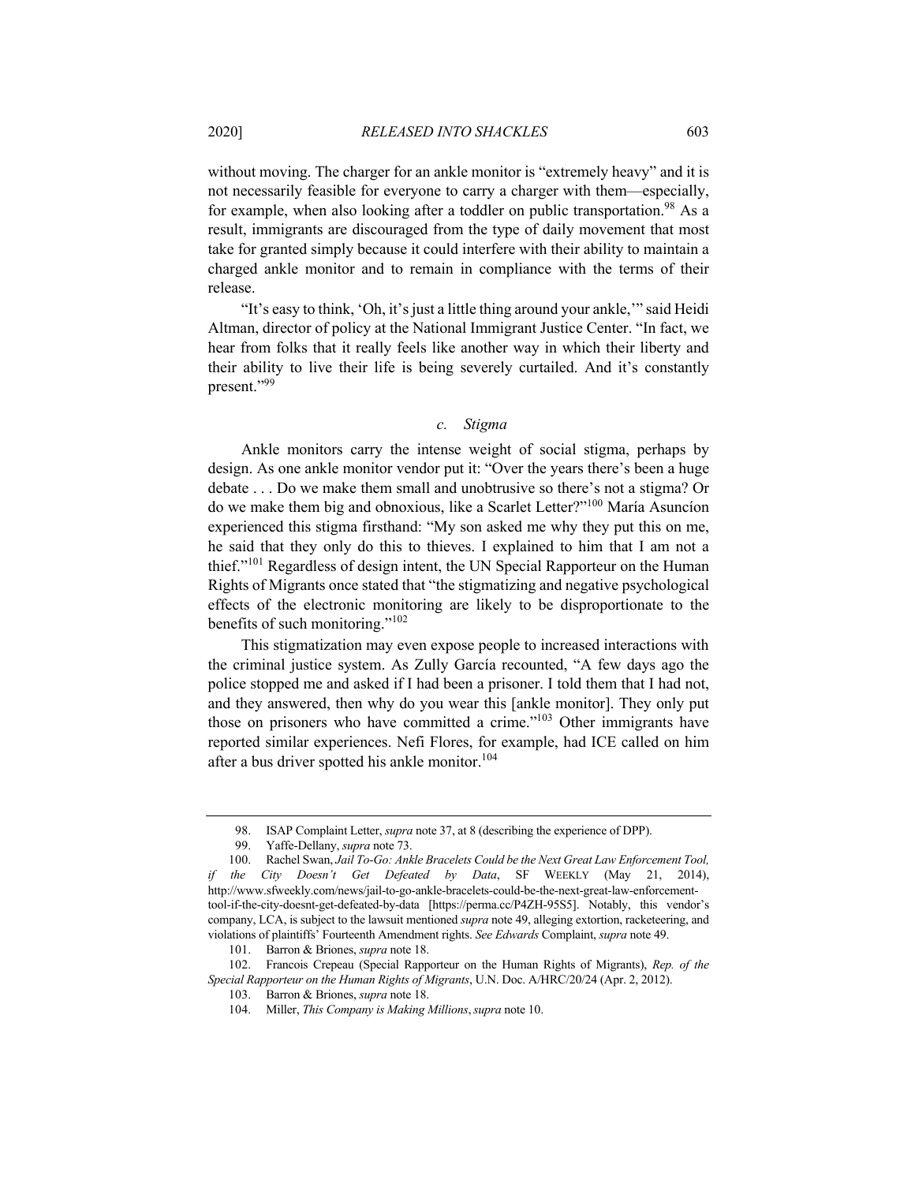without moving. The charger for an ankle monitor is "extremely heavy" and it is not necessarily feasible for everyone to carry a charger with them—especially, for example, when also looking after a toddler on public transportation.[98] As a result, immigrants are discouraged from the type of daily movement that most take for granted simply because it could interfere with their ability to maintain a charged ankle monitor and to remain in compliance with the terms of their release.

"It's easy to think, 'Oh, it's just a little thing around your ankle,'" said Heidi Altman, director of policy at the National Immigrant Justice Center. "In fact, we hear from folks that it really feels like another way in which their liberty and their ability to live their life is being severely curtailed. And it's constantly present."[99]

### *c. Stigma*

Ankle monitors carry the intense weight of social stigma, perhaps by design. As one ankle monitor vendor put it: "Over the years there's been a huge debate . . . Do we make them small and unobtrusive so there's not a stigma? Or do we make them big and obnoxious, like a Scarlet Letter?"[100] María Asuncíon experienced this stigma firsthand: "My son asked me why they put this on me, he said that they only do this to thieves. I explained to him that I am not a thief."[101] Regardless of design intent, the UN Special Rapporteur on the Human Rights of Migrants once stated that "the stigmatizing and negative psychological effects of the electronic monitoring are likely to be disproportionate to the benefits of such monitoring."[102]

This stigmatization may even expose people to increased interactions with the criminal justice system. As Zully García recounted, "A few days ago the police stopped me and asked if I had been a prisoner. I told them that I had not, and they answered, then why do you wear this [ankle monitor]. They only put those on prisoners who have committed a crime."[103] Other immigrants have reported similar experiences. Nefi Flores, for example, had ICE called on him after a bus driver spotted his ankle monitor.[104]

---

98. ISAP Complaint Letter, *supra* note 37, at 8 (describing the experience of DPP).

99. Yaffe-Dellany, *supra* note 73.

100. Rachel Swan, *Jail To-Go: Ankle Bracelets Could be the Next Great Law Enforcement Tool, if the City Doesn't Get Defeated by Data*, SF WEEKLY (May 21, 2014), http://www.sfweekly.com/news/jail-to-go-ankle-bracelets-could-be-the-next-great-law-enforcement-tool-if-the-city-doesnt-get-defeated-by-data [https://perma.cc/P4ZH-95S5]. Notably, this vendor's company, LCA, is subject to the lawsuit mentioned *supra* note 49, alleging extortion, racketeering, and violations of plaintiffs' Fourteenth Amendment rights. *See Edwards* Complaint, *supra* note 49.

101. Barron & Briones, *supra* note 18.

102. Francois Crepeau (Special Rapporteur on the Human Rights of Migrants), *Rep. of the Special Rapporteur on the Human Rights of Migrants*, U.N. Doc. A/HRC/20/24 (Apr. 2, 2012).

103. Barron & Briones, *supra* note 18.

104. Miller, *This Company is Making Millions*, *supra* note 10.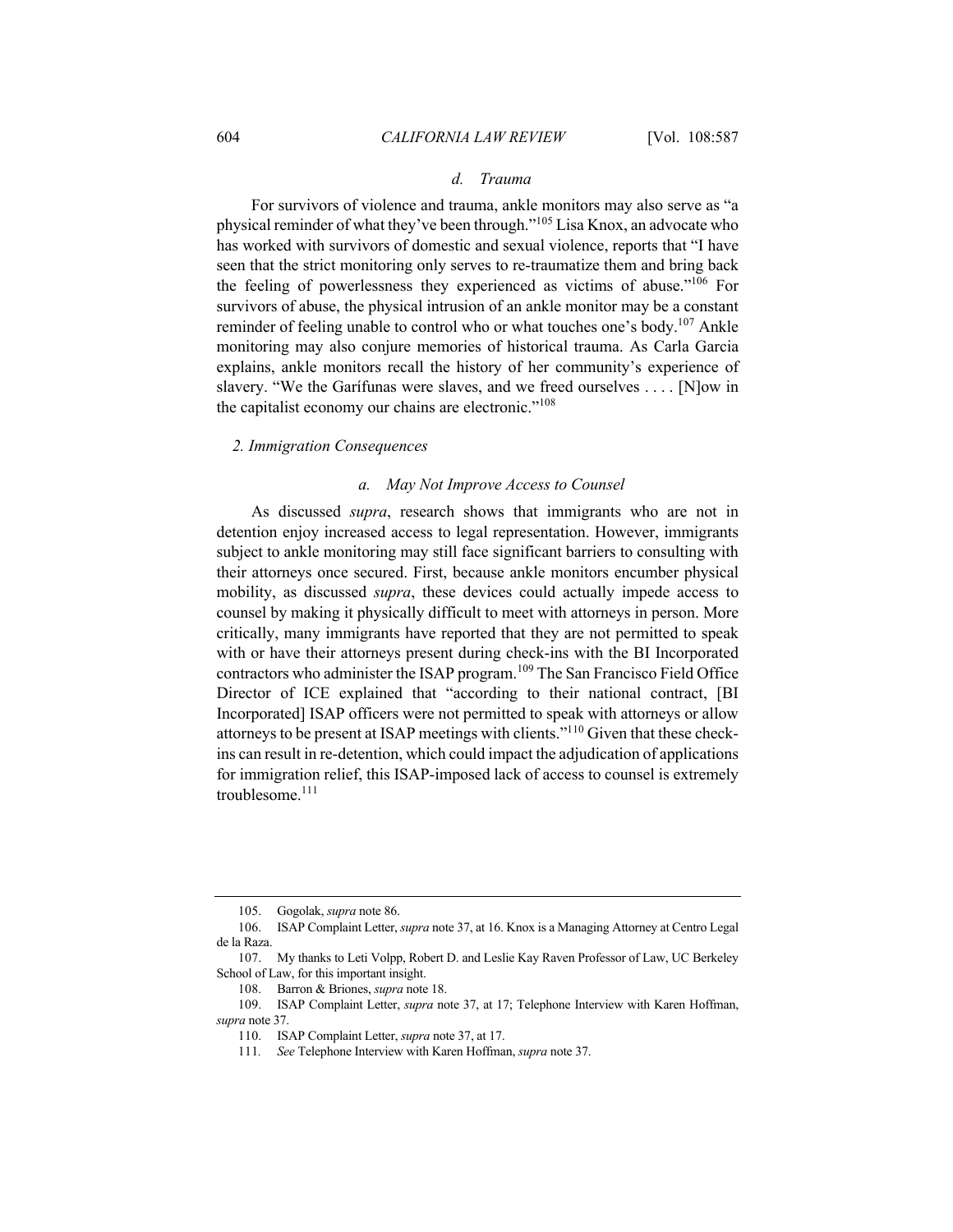#### *d. Trauma*

For survivors of violence and trauma, ankle monitors may also serve as "a physical reminder of what they've been through."[105] Lisa Knox, an advocate who has worked with survivors of domestic and sexual violence, reports that "I have seen that the strict monitoring only serves to re-traumatize them and bring back the feeling of powerlessness they experienced as victims of abuse."[106] For survivors of abuse, the physical intrusion of an ankle monitor may be a constant reminder of feeling unable to control who or what touches one's body.[107] Ankle monitoring may also conjure memories of historical trauma. As Carla Garcia explains, ankle monitors recall the history of her community's experience of slavery. "We the Garífunas were slaves, and we freed ourselves . . . . [N]ow in the capitalist economy our chains are electronic."[108]

### *2. Immigration Consequences*

#### *a. May Not Improve Access to Counsel*

As discussed *supra*, research shows that immigrants who are not in detention enjoy increased access to legal representation. However, immigrants subject to ankle monitoring may still face significant barriers to consulting with their attorneys once secured. First, because ankle monitors encumber physical mobility, as discussed *supra*, these devices could actually impede access to counsel by making it physically difficult to meet with attorneys in person. More critically, many immigrants have reported that they are not permitted to speak with or have their attorneys present during check-ins with the BI Incorporated contractors who administer the ISAP program.[109] The San Francisco Field Office Director of ICE explained that "according to their national contract, [BI Incorporated] ISAP officers were not permitted to speak with attorneys or allow attorneys to be present at ISAP meetings with clients."[110] Given that these check-ins can result in re-detention, which could impact the adjudication of applications for immigration relief, this ISAP-imposed lack of access to counsel is extremely troublesome.[111]

---

105. Gogolak, *supra* note 86.

106. ISAP Complaint Letter, *supra* note 37, at 16. Knox is a Managing Attorney at Centro Legal de la Raza.

107. My thanks to Leti Volpp, Robert D. and Leslie Kay Raven Professor of Law, UC Berkeley School of Law, for this important insight.

108. Barron & Briones, *supra* note 18.

109. ISAP Complaint Letter, *supra* note 37, at 17; Telephone Interview with Karen Hoffman, *supra* note 37.

110. ISAP Complaint Letter, *supra* note 37, at 17.

111. *See* Telephone Interview with Karen Hoffman, *supra* note 37.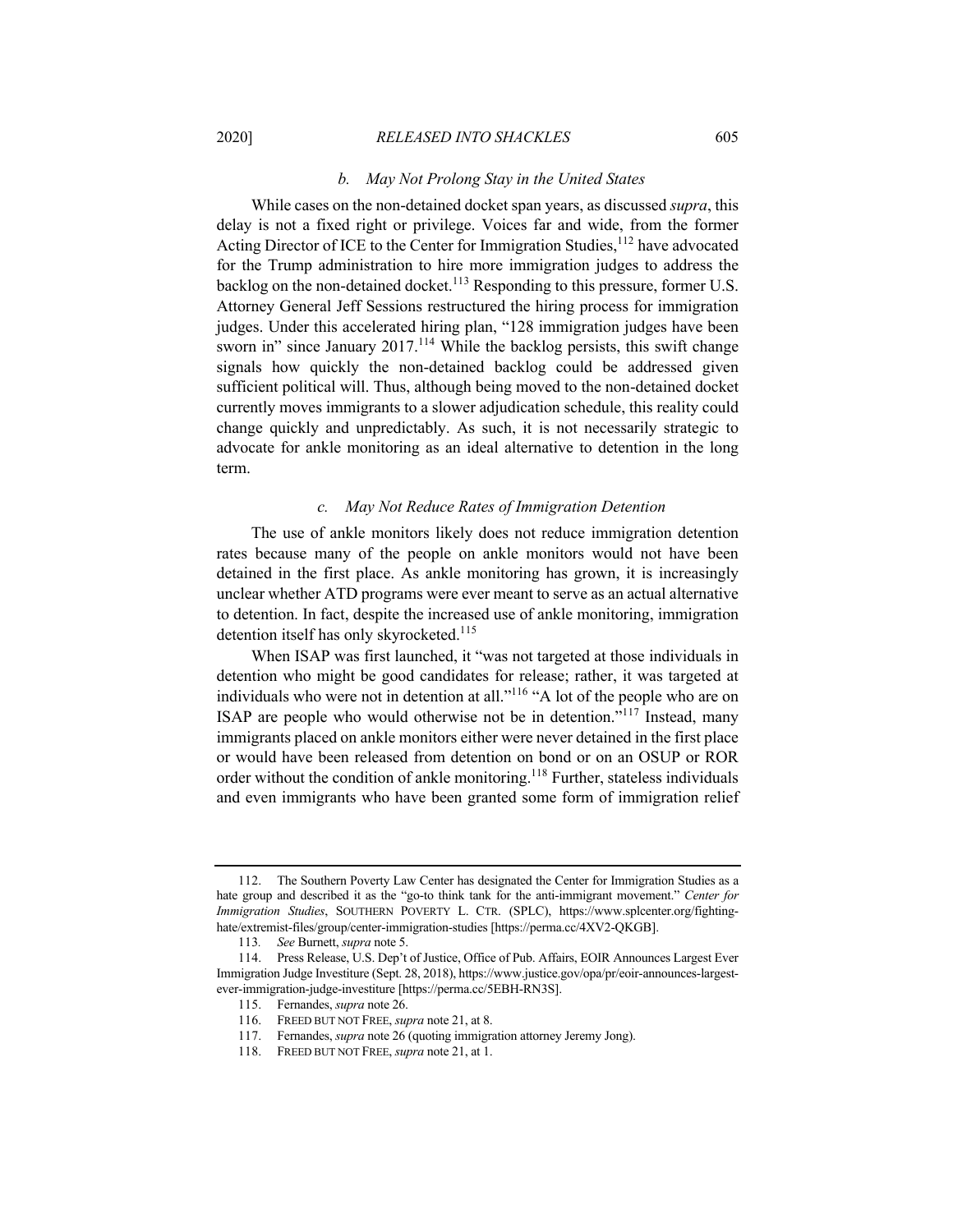### *b. May Not Prolong Stay in the United States*

While cases on the non-detained docket span years, as discussed *supra*, this delay is not a fixed right or privilege. Voices far and wide, from the former Acting Director of ICE to the Center for Immigration Studies,[112] have advocated for the Trump administration to hire more immigration judges to address the backlog on the non-detained docket.[113] Responding to this pressure, former U.S. Attorney General Jeff Sessions restructured the hiring process for immigration judges. Under this accelerated hiring plan, "128 immigration judges have been sworn in" since January 2017.[114] While the backlog persists, this swift change signals how quickly the non-detained backlog could be addressed given sufficient political will. Thus, although being moved to the non-detained docket currently moves immigrants to a slower adjudication schedule, this reality could change quickly and unpredictably. As such, it is not necessarily strategic to advocate for ankle monitoring as an ideal alternative to detention in the long term.

### *c. May Not Reduce Rates of Immigration Detention*

The use of ankle monitors likely does not reduce immigration detention rates because many of the people on ankle monitors would not have been detained in the first place. As ankle monitoring has grown, it is increasingly unclear whether ATD programs were ever meant to serve as an actual alternative to detention. In fact, despite the increased use of ankle monitoring, immigration detention itself has only skyrocketed.[115]

When ISAP was first launched, it "was not targeted at those individuals in detention who might be good candidates for release; rather, it was targeted at individuals who were not in detention at all."[116] "A lot of the people who are on ISAP are people who would otherwise not be in detention."[117] Instead, many immigrants placed on ankle monitors either were never detained in the first place or would have been released from detention on bond or on an OSUP or ROR order without the condition of ankle monitoring.[118] Further, stateless individuals and even immigrants who have been granted some form of immigration relief

---

112. The Southern Poverty Law Center has designated the Center for Immigration Studies as a hate group and described it as the "go-to think tank for the anti-immigrant movement." *Center for Immigration Studies*, SOUTHERN POVERTY L. CTR. (SPLC), https://www.splcenter.org/fighting-hate/extremist-files/group/center-immigration-studies [https://perma.cc/4XV2-QKGB].

113. *See* Burnett, *supra* note 5.

114. Press Release, U.S. Dep't of Justice, Office of Pub. Affairs, EOIR Announces Largest Ever Immigration Judge Investiture (Sept. 28, 2018), https://www.justice.gov/opa/pr/eoir-announces-largest-ever-immigration-judge-investiture [https://perma.cc/5EBH-RN3S].

115. Fernandes, *supra* note 26.

116. FREED BUT NOT FREE, *supra* note 21, at 8.

117. Fernandes, *supra* note 26 (quoting immigration attorney Jeremy Jong).

118. FREED BUT NOT FREE, *supra* note 21, at 1.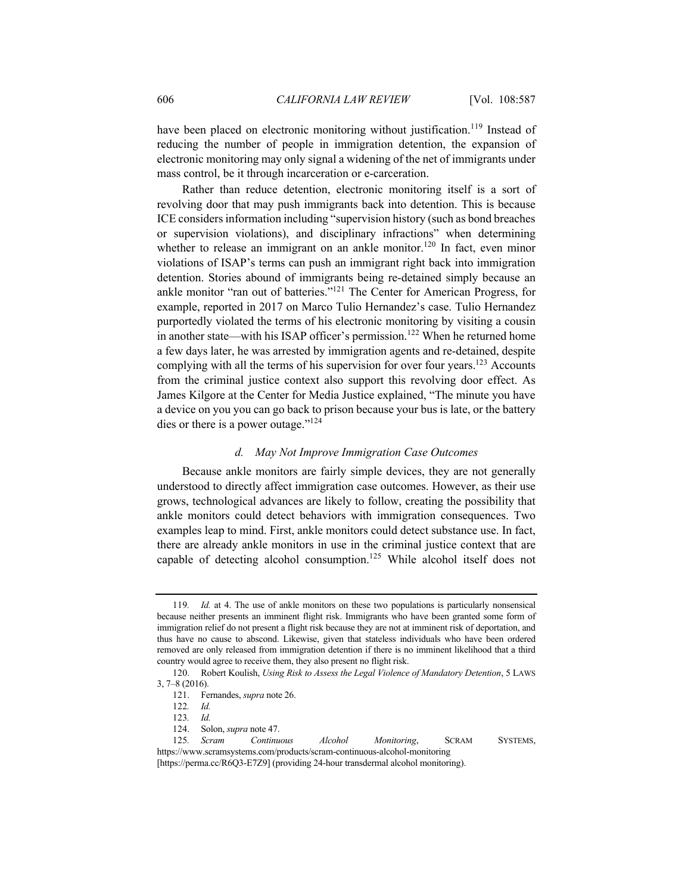have been placed on electronic monitoring without justification.[119] Instead of reducing the number of people in immigration detention, the expansion of electronic monitoring may only signal a widening of the net of immigrants under mass control, be it through incarceration or e-carceration.

Rather than reduce detention, electronic monitoring itself is a sort of revolving door that may push immigrants back into detention. This is because ICE considers information including "supervision history (such as bond breaches or supervision violations), and disciplinary infractions" when determining whether to release an immigrant on an ankle monitor.[120] In fact, even minor violations of ISAP's terms can push an immigrant right back into immigration detention. Stories abound of immigrants being re-detained simply because an ankle monitor "ran out of batteries."[121] The Center for American Progress, for example, reported in 2017 on Marco Tulio Hernandez's case. Tulio Hernandez purportedly violated the terms of his electronic monitoring by visiting a cousin in another state—with his ISAP officer's permission.[122] When he returned home a few days later, he was arrested by immigration agents and re-detained, despite complying with all the terms of his supervision for over four years.[123] Accounts from the criminal justice context also support this revolving door effect. As James Kilgore at the Center for Media Justice explained, "The minute you have a device on you you can go back to prison because your bus is late, or the battery dies or there is a power outage."[124]

#### *d. May Not Improve Immigration Case Outcomes*

Because ankle monitors are fairly simple devices, they are not generally understood to directly affect immigration case outcomes. However, as their use grows, technological advances are likely to follow, creating the possibility that ankle monitors could detect behaviors with immigration consequences. Two examples leap to mind. First, ankle monitors could detect substance use. In fact, there are already ankle monitors in use in the criminal justice context that are capable of detecting alcohol consumption.[125] While alcohol itself does not

---

119. *Id.* at 4. The use of ankle monitors on these two populations is particularly nonsensical because neither presents an imminent flight risk. Immigrants who have been granted some form of immigration relief do not present a flight risk because they are not at imminent risk of deportation, and thus have no cause to abscond. Likewise, given that stateless individuals who have been ordered removed are only released from immigration detention if there is no imminent likelihood that a third country would agree to receive them, they also present no flight risk.

120. Robert Koulish, *Using Risk to Assess the Legal Violence of Mandatory Detention*, 5 LAWS 3, 7–8 (2016).

121. Fernandes, *supra* note 26.

122. *Id.*

123. *Id.*

124. Solon, *supra* note 47.

125. *Scram Continuous Alcohol Monitoring*, SCRAM SYSTEMS, https://www.scramsystems.com/products/scram-continuous-alcohol-monitoring [https://perma.cc/R6Q3-E7Z9] (providing 24-hour transdermal alcohol monitoring).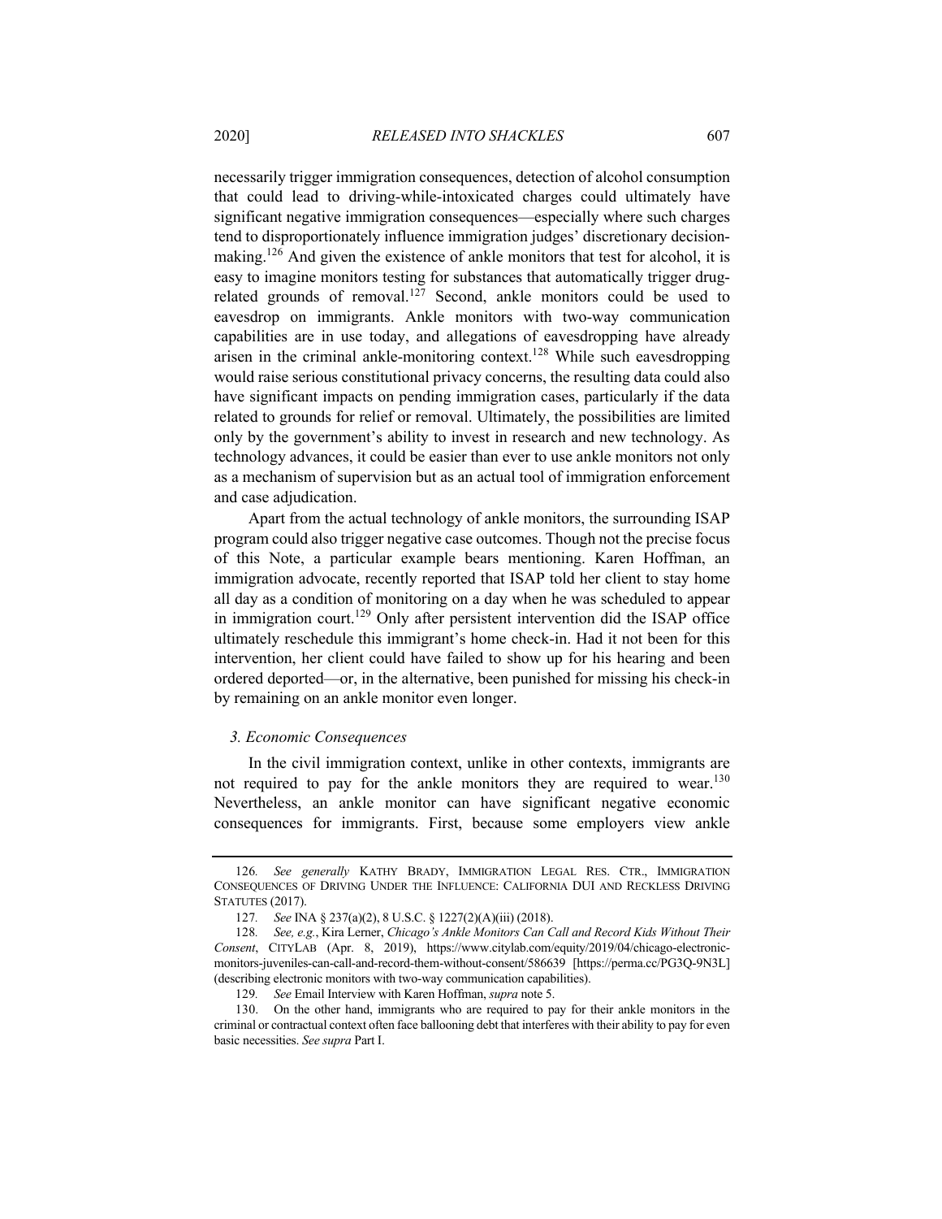necessarily trigger immigration consequences, detection of alcohol consumption that could lead to driving-while-intoxicated charges could ultimately have significant negative immigration consequences—especially where such charges tend to disproportionately influence immigration judges' discretionary decision-making.[126] And given the existence of ankle monitors that test for alcohol, it is easy to imagine monitors testing for substances that automatically trigger drug-related grounds of removal.[127] Second, ankle monitors could be used to eavesdrop on immigrants. Ankle monitors with two-way communication capabilities are in use today, and allegations of eavesdropping have already arisen in the criminal ankle-monitoring context.[128] While such eavesdropping would raise serious constitutional privacy concerns, the resulting data could also have significant impacts on pending immigration cases, particularly if the data related to grounds for relief or removal. Ultimately, the possibilities are limited only by the government's ability to invest in research and new technology. As technology advances, it could be easier than ever to use ankle monitors not only as a mechanism of supervision but as an actual tool of immigration enforcement and case adjudication.

Apart from the actual technology of ankle monitors, the surrounding ISAP program could also trigger negative case outcomes. Though not the precise focus of this Note, a particular example bears mentioning. Karen Hoffman, an immigration advocate, recently reported that ISAP told her client to stay home all day as a condition of monitoring on a day when he was scheduled to appear in immigration court.[129] Only after persistent intervention did the ISAP office ultimately reschedule this immigrant's home check-in. Had it not been for this intervention, her client could have failed to show up for his hearing and been ordered deported—or, in the alternative, been punished for missing his check-in by remaining on an ankle monitor even longer.

*3. Economic Consequences*

In the civil immigration context, unlike in other contexts, immigrants are not required to pay for the ankle monitors they are required to wear.[130] Nevertheless, an ankle monitor can have significant negative economic consequences for immigrants. First, because some employers view ankle

---

126. *See generally* KATHY BRADY, IMMIGRATION LEGAL RES. CTR., IMMIGRATION CONSEQUENCES OF DRIVING UNDER THE INFLUENCE: CALIFORNIA DUI AND RECKLESS DRIVING STATUTES (2017).

127. *See* INA § 237(a)(2), 8 U.S.C. § 1227(2)(A)(iii) (2018).

128. *See, e.g.*, Kira Lerner, *Chicago's Ankle Monitors Can Call and Record Kids Without Their Consent*, CITYLAB (Apr. 8, 2019), https://www.citylab.com/equity/2019/04/chicago-electronic-monitors-juveniles-can-call-and-record-them-without-consent/586639 [https://perma.cc/PG3Q-9N3L] (describing electronic monitors with two-way communication capabilities).

129. *See* Email Interview with Karen Hoffman, *supra* note 5.

130. On the other hand, immigrants who are required to pay for their ankle monitors in the criminal or contractual context often face ballooning debt that interferes with their ability to pay for even basic necessities. *See supra* Part I.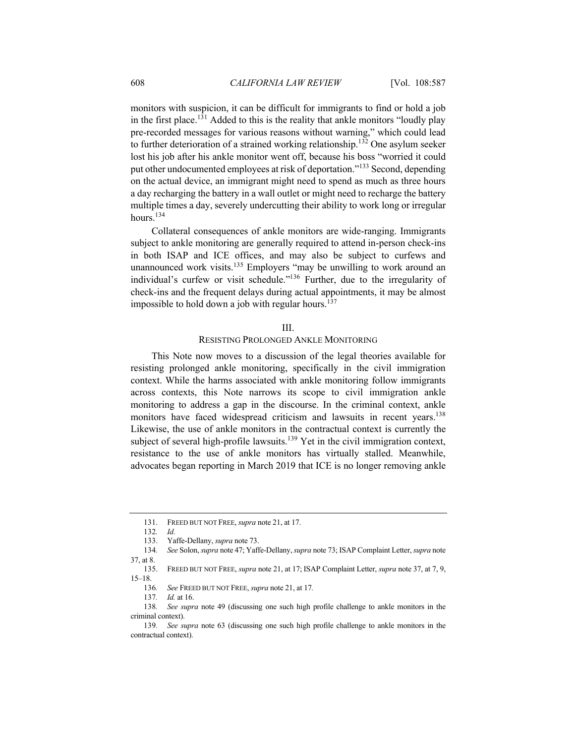monitors with suspicion, it can be difficult for immigrants to find or hold a job in the first place.[131] Added to this is the reality that ankle monitors "loudly play pre-recorded messages for various reasons without warning," which could lead to further deterioration of a strained working relationship.[132] One asylum seeker lost his job after his ankle monitor went off, because his boss "worried it could put other undocumented employees at risk of deportation."[133] Second, depending on the actual device, an immigrant might need to spend as much as three hours a day recharging the battery in a wall outlet or might need to recharge the battery multiple times a day, severely undercutting their ability to work long or irregular hours.[134]

Collateral consequences of ankle monitors are wide-ranging. Immigrants subject to ankle monitoring are generally required to attend in-person check-ins in both ISAP and ICE offices, and may also be subject to curfews and unannounced work visits.[135] Employers "may be unwilling to work around an individual's curfew or visit schedule."[136] Further, due to the irregularity of check-ins and the frequent delays during actual appointments, it may be almost impossible to hold down a job with regular hours.[137]

## III.
## RESISTING PROLONGED ANKLE MONITORING

This Note now moves to a discussion of the legal theories available for resisting prolonged ankle monitoring, specifically in the civil immigration context. While the harms associated with ankle monitoring follow immigrants across contexts, this Note narrows its scope to civil immigration ankle monitoring to address a gap in the discourse. In the criminal context, ankle monitors have faced widespread criticism and lawsuits in recent years.[138] Likewise, the use of ankle monitors in the contractual context is currently the subject of several high-profile lawsuits.[139] Yet in the civil immigration context, resistance to the use of ankle monitors has virtually stalled. Meanwhile, advocates began reporting in March 2019 that ICE is no longer removing ankle

---

131. FREED BUT NOT FREE, *supra* note 21, at 17.

132. *Id.*

133. Yaffe-Dellany, *supra* note 73.

134. *See* Solon, *supra* note 47; Yaffe-Dellany, *supra* note 73; ISAP Complaint Letter, *supra* note 37, at 8.

135. FREED BUT NOT FREE, *supra* note 21, at 17; ISAP Complaint Letter, *supra* note 37, at 7, 9, 15–18.

136. *See* FREED BUT NOT FREE, *supra* note 21, at 17.

137. *Id.* at 16.

138. *See supra* note 49 (discussing one such high profile challenge to ankle monitors in the criminal context).

139. *See supra* note 63 (discussing one such high profile challenge to ankle monitors in the contractual context).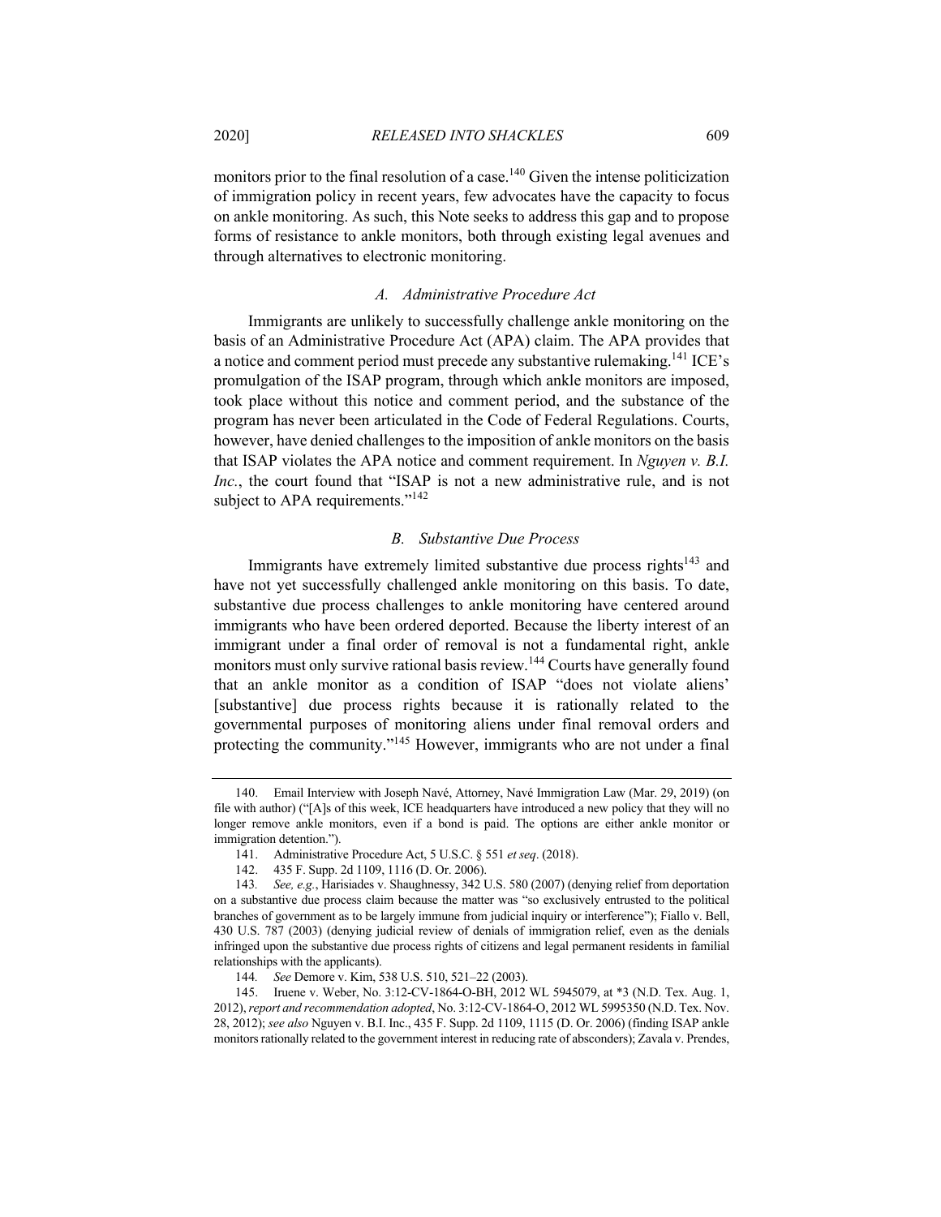monitors prior to the final resolution of a case.[140] Given the intense politicization of immigration policy in recent years, few advocates have the capacity to focus on ankle monitoring. As such, this Note seeks to address this gap and to propose forms of resistance to ankle monitors, both through existing legal avenues and through alternatives to electronic monitoring.

### *A. Administrative Procedure Act*

Immigrants are unlikely to successfully challenge ankle monitoring on the basis of an Administrative Procedure Act (APA) claim. The APA provides that a notice and comment period must precede any substantive rulemaking.[141] ICE's promulgation of the ISAP program, through which ankle monitors are imposed, took place without this notice and comment period, and the substance of the program has never been articulated in the Code of Federal Regulations. Courts, however, have denied challenges to the imposition of ankle monitors on the basis that ISAP violates the APA notice and comment requirement. In *Nguyen v. B.I. Inc.*, the court found that "ISAP is not a new administrative rule, and is not subject to APA requirements."[142]

### *B. Substantive Due Process*

Immigrants have extremely limited substantive due process rights[143] and have not yet successfully challenged ankle monitoring on this basis. To date, substantive due process challenges to ankle monitoring have centered around immigrants who have been ordered deported. Because the liberty interest of an immigrant under a final order of removal is not a fundamental right, ankle monitors must only survive rational basis review.[144] Courts have generally found that an ankle monitor as a condition of ISAP "does not violate aliens' [substantive] due process rights because it is rationally related to the governmental purposes of monitoring aliens under final removal orders and protecting the community."[145] However, immigrants who are not under a final

---

140. Email Interview with Joseph Navé, Attorney, Navé Immigration Law (Mar. 29, 2019) (on file with author) ("[A]s of this week, ICE headquarters have introduced a new policy that they will no longer remove ankle monitors, even if a bond is paid. The options are either ankle monitor or immigration detention.").

141. Administrative Procedure Act, 5 U.S.C. § 551 *et seq*. (2018).

142. 435 F. Supp. 2d 1109, 1116 (D. Or. 2006).

143. *See, e.g.*, Harisiades v. Shaughnessy, 342 U.S. 580 (2007) (denying relief from deportation on a substantive due process claim because the matter was "so exclusively entrusted to the political branches of government as to be largely immune from judicial inquiry or interference"); Fiallo v. Bell, 430 U.S. 787 (2003) (denying judicial review of denials of immigration relief, even as the denials infringed upon the substantive due process rights of citizens and legal permanent residents in familial relationships with the applicants).

144. *See* Demore v. Kim, 538 U.S. 510, 521–22 (2003).

145. Iruene v. Weber, No. 3:12-CV-1864-O-BH, 2012 WL 5945079, at *3 (N.D. Tex. Aug. 1, 2012), *report and recommendation adopted*, No. 3:12-CV-1864-O, 2012 WL 5995350 (N.D. Tex. Nov. 28, 2012); *see also* Nguyen v. B.I. Inc., 435 F. Supp. 2d 1109, 1115 (D. Or. 2006) (finding ISAP ankle monitors rationally related to the government interest in reducing rate of absconders); Zavala v. Prendes,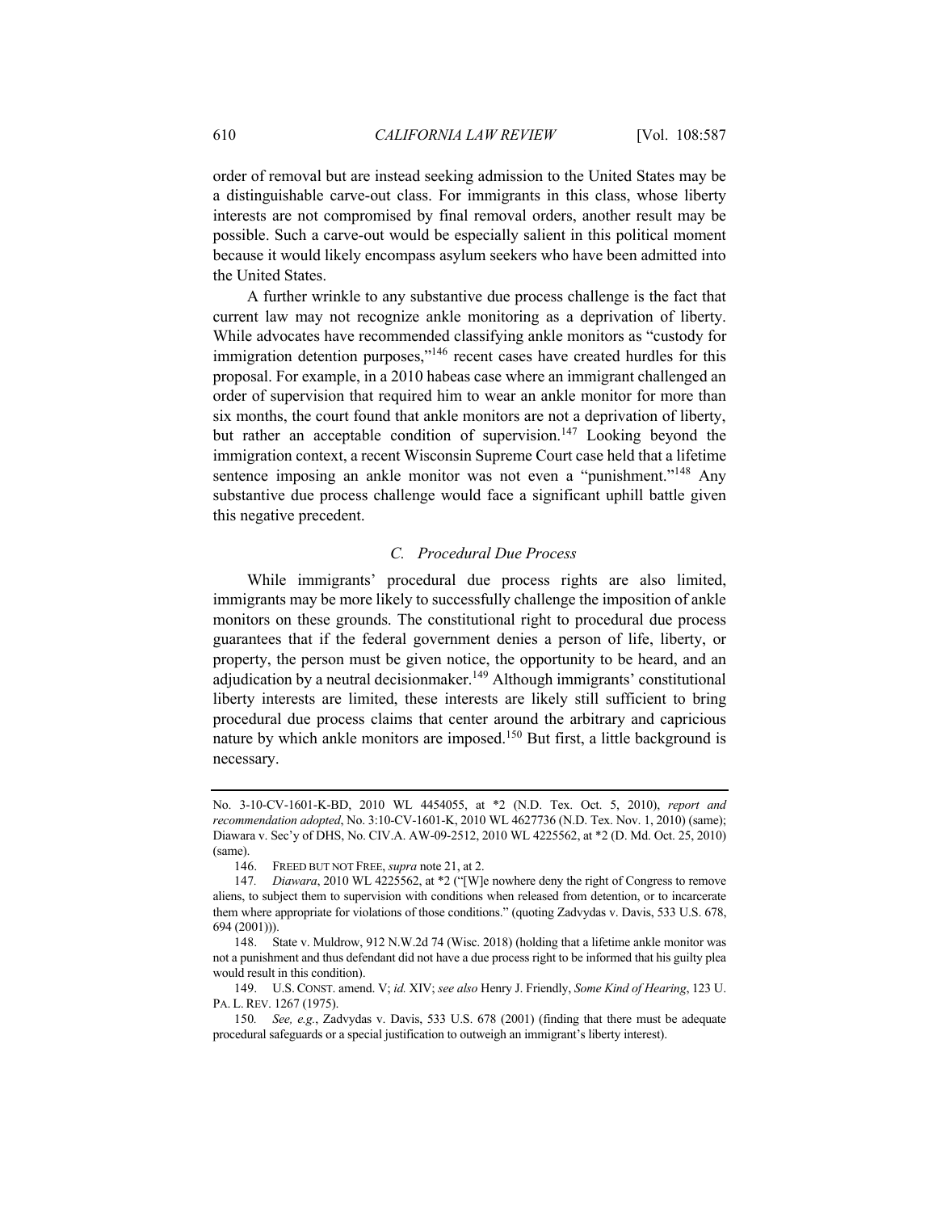order of removal but are instead seeking admission to the United States may be a distinguishable carve-out class. For immigrants in this class, whose liberty interests are not compromised by final removal orders, another result may be possible. Such a carve-out would be especially salient in this political moment because it would likely encompass asylum seekers who have been admitted into the United States.

A further wrinkle to any substantive due process challenge is the fact that current law may not recognize ankle monitoring as a deprivation of liberty. While advocates have recommended classifying ankle monitors as "custody for immigration detention purposes,"[146] recent cases have created hurdles for this proposal. For example, in a 2010 habeas case where an immigrant challenged an order of supervision that required him to wear an ankle monitor for more than six months, the court found that ankle monitors are not a deprivation of liberty, but rather an acceptable condition of supervision.[147] Looking beyond the immigration context, a recent Wisconsin Supreme Court case held that a lifetime sentence imposing an ankle monitor was not even a "punishment."[148] Any substantive due process challenge would face a significant uphill battle given this negative precedent.

### *C. Procedural Due Process*

While immigrants' procedural due process rights are also limited, immigrants may be more likely to successfully challenge the imposition of ankle monitors on these grounds. The constitutional right to procedural due process guarantees that if the federal government denies a person of life, liberty, or property, the person must be given notice, the opportunity to be heard, and an adjudication by a neutral decisionmaker.[149] Although immigrants' constitutional liberty interests are limited, these interests are likely still sufficient to bring procedural due process claims that center around the arbitrary and capricious nature by which ankle monitors are imposed.[150] But first, a little background is necessary.

---

No. 3-10-CV-1601-K-BD, 2010 WL 4454055, at *2 (N.D. Tex. Oct. 5, 2010), *report and recommendation adopted*, No. 3:10-CV-1601-K, 2010 WL 4627736 (N.D. Tex. Nov. 1, 2010) (same); Diawara v. Sec'y of DHS, No. CIV.A. AW-09-2512, 2010 WL 4225562, at *2 (D. Md. Oct. 25, 2010) (same).

146. FREED BUT NOT FREE, *supra* note 21, at 2.

147. *Diawara*, 2010 WL 4225562, at *2 ("[W]e nowhere deny the right of Congress to remove aliens, to subject them to supervision with conditions when released from detention, or to incarcerate them where appropriate for violations of those conditions." (quoting Zadvydas v. Davis, 533 U.S. 678, 694 (2001))).

148. State v. Muldrow, 912 N.W.2d 74 (Wisc. 2018) (holding that a lifetime ankle monitor was not a punishment and thus defendant did not have a due process right to be informed that his guilty plea would result in this condition).

149. U.S. CONST. amend. V; *id.* XIV; *see also* Henry J. Friendly, *Some Kind of Hearing*, 123 U. PA. L. REV. 1267 (1975).

150. *See, e.g.*, Zadvydas v. Davis, 533 U.S. 678 (2001) (finding that there must be adequate procedural safeguards or a special justification to outweigh an immigrant's liberty interest).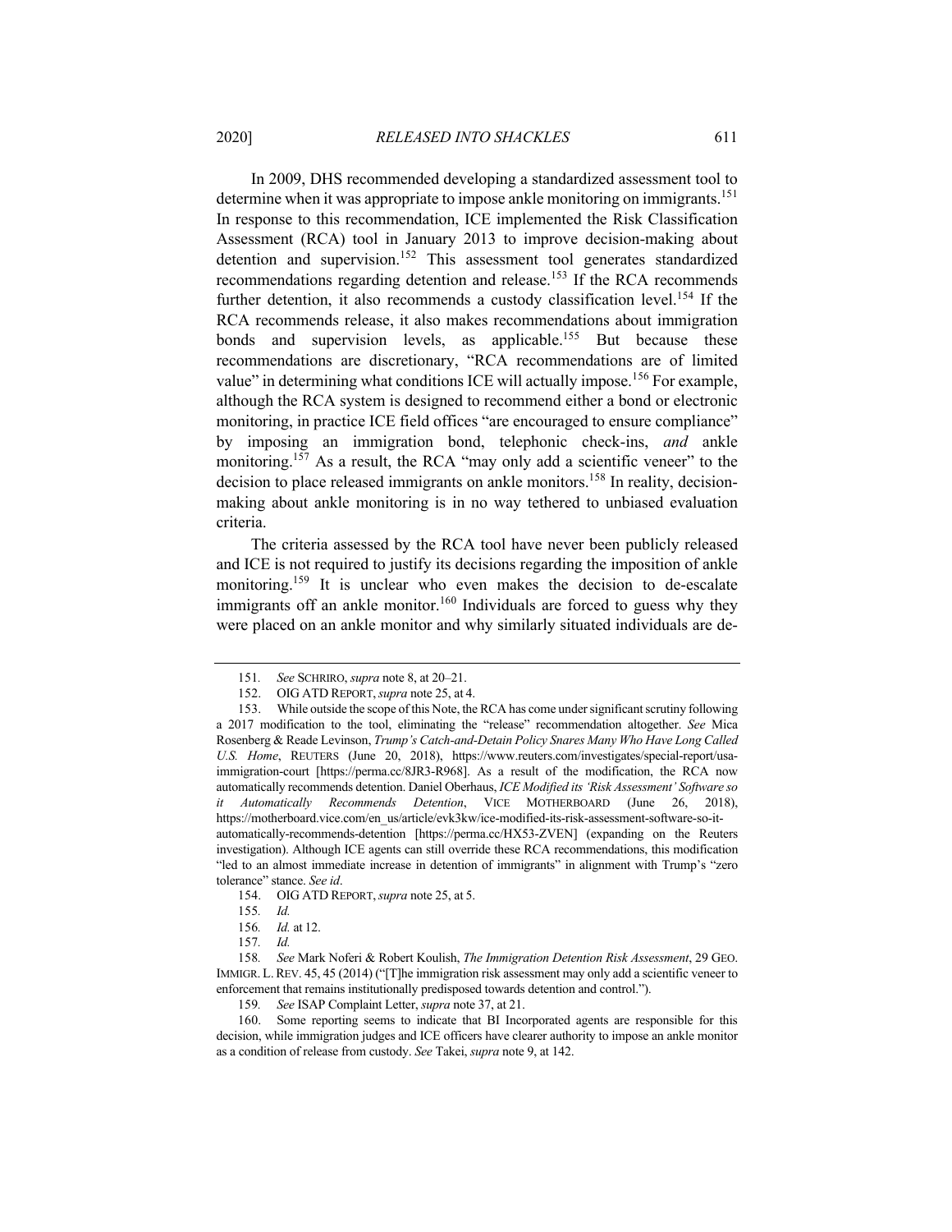In 2009, DHS recommended developing a standardized assessment tool to determine when it was appropriate to impose ankle monitoring on immigrants.[151] In response to this recommendation, ICE implemented the Risk Classification Assessment (RCA) tool in January 2013 to improve decision-making about detention and supervision.[152] This assessment tool generates standardized recommendations regarding detention and release.[153] If the RCA recommends further detention, it also recommends a custody classification level.[154] If the RCA recommends release, it also makes recommendations about immigration bonds and supervision levels, as applicable.[155] But because these recommendations are discretionary, "RCA recommendations are of limited value" in determining what conditions ICE will actually impose.[156] For example, although the RCA system is designed to recommend either a bond or electronic monitoring, in practice ICE field offices "are encouraged to ensure compliance" by imposing an immigration bond, telephonic check-ins, *and* ankle monitoring.[157] As a result, the RCA "may only add a scientific veneer" to the decision to place released immigrants on ankle monitors.[158] In reality, decision-making about ankle monitoring is in no way tethered to unbiased evaluation criteria.

The criteria assessed by the RCA tool have never been publicly released and ICE is not required to justify its decisions regarding the imposition of ankle monitoring.[159] It is unclear who even makes the decision to de-escalate immigrants off an ankle monitor.[160] Individuals are forced to guess why they were placed on an ankle monitor and why similarly situated individuals are de-

---

151. *See* SCHRIRO, *supra* note 8, at 20–21.

152. OIG ATD REPORT, *supra* note 25, at 4.

153. While outside the scope of this Note, the RCA has come under significant scrutiny following a 2017 modification to the tool, eliminating the "release" recommendation altogether. *See* Mica Rosenberg & Reade Levinson, *Trump's Catch-and-Detain Policy Snares Many Who Have Long Called U.S. Home*, REUTERS (June 20, 2018), https://www.reuters.com/investigates/special-report/usa-immigration-court [https://perma.cc/8JR3-R968]. As a result of the modification, the RCA now automatically recommends detention. Daniel Oberhaus, *ICE Modified its 'Risk Assessment' Software so it Automatically Recommends Detention*, VICE MOTHERBOARD (June 26, 2018), https://motherboard.vice.com/en_us/article/evk3kw/ice-modified-its-risk-assessment-software-so-it-automatically-recommends-detention [https://perma.cc/HX53-ZVEN] (expanding on the Reuters investigation). Although ICE agents can still override these RCA recommendations, this modification "led to an almost immediate increase in detention of immigrants" in alignment with Trump's "zero tolerance" stance. *See id*.

154. OIG ATD REPORT, *supra* note 25, at 5.

155. *Id.*

156. *Id.* at 12.

157. *Id.*

158. *See* Mark Noferi & Robert Koulish, *The Immigration Detention Risk Assessment*, 29 GEO. IMMIGR. L. REV. 45, 45 (2014) ("[T]he immigration risk assessment may only add a scientific veneer to enforcement that remains institutionally predisposed towards detention and control.").

159. *See* ISAP Complaint Letter, *supra* note 37, at 21.

160. Some reporting seems to indicate that BI Incorporated agents are responsible for this decision, while immigration judges and ICE officers have clearer authority to impose an ankle monitor as a condition of release from custody. *See* Takei, *supra* note 9, at 142.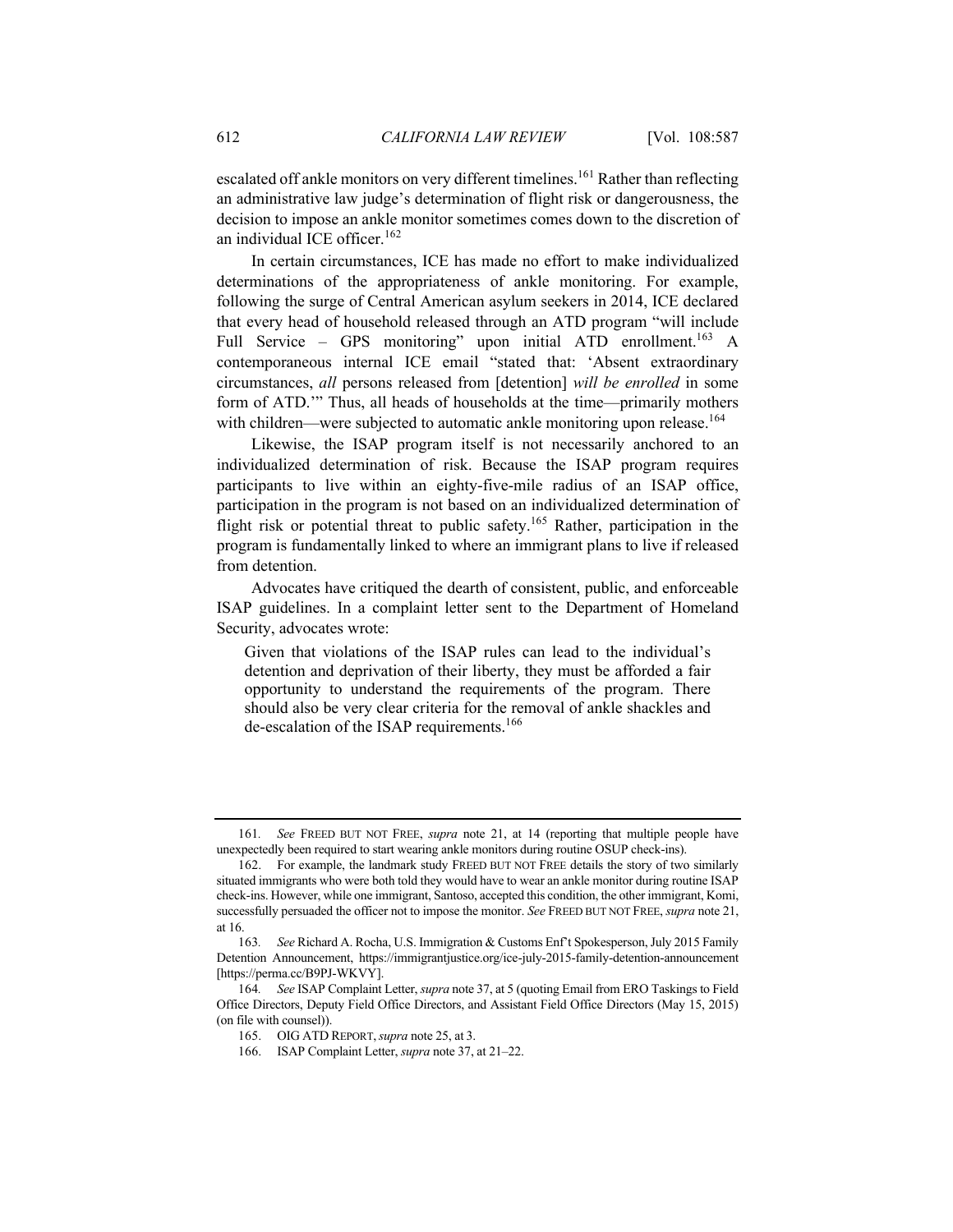escalated off ankle monitors on very different timelines.[161] Rather than reflecting an administrative law judge's determination of flight risk or dangerousness, the decision to impose an ankle monitor sometimes comes down to the discretion of an individual ICE officer.[162]

In certain circumstances, ICE has made no effort to make individualized determinations of the appropriateness of ankle monitoring. For example, following the surge of Central American asylum seekers in 2014, ICE declared that every head of household released through an ATD program "will include Full Service – GPS monitoring" upon initial ATD enrollment.[163] A contemporaneous internal ICE email "stated that: 'Absent extraordinary circumstances, *all* persons released from [detention] *will be enrolled* in some form of ATD.'" Thus, all heads of households at the time—primarily mothers with children—were subjected to automatic ankle monitoring upon release.[164]

Likewise, the ISAP program itself is not necessarily anchored to an individualized determination of risk. Because the ISAP program requires participants to live within an eighty-five-mile radius of an ISAP office, participation in the program is not based on an individualized determination of flight risk or potential threat to public safety.[165] Rather, participation in the program is fundamentally linked to where an immigrant plans to live if released from detention.

Advocates have critiqued the dearth of consistent, public, and enforceable ISAP guidelines. In a complaint letter sent to the Department of Homeland Security, advocates wrote:

> Given that violations of the ISAP rules can lead to the individual's detention and deprivation of their liberty, they must be afforded a fair opportunity to understand the requirements of the program. There should also be very clear criteria for the removal of ankle shackles and de-escalation of the ISAP requirements.[166]

---

161. *See* FREED BUT NOT FREE, *supra* note 21, at 14 (reporting that multiple people have unexpectedly been required to start wearing ankle monitors during routine OSUP check-ins).

162. For example, the landmark study FREED BUT NOT FREE details the story of two similarly situated immigrants who were both told they would have to wear an ankle monitor during routine ISAP check-ins. However, while one immigrant, Santoso, accepted this condition, the other immigrant, Komi, successfully persuaded the officer not to impose the monitor. *See* FREED BUT NOT FREE, *supra* note 21, at 16.

163. *See* Richard A. Rocha, U.S. Immigration & Customs Enf't Spokesperson, July 2015 Family Detention Announcement, https://immigrantjustice.org/ice-july-2015-family-detention-announcement [https://perma.cc/B9PJ-WKVY].

164. *See* ISAP Complaint Letter, *supra* note 37, at 5 (quoting Email from ERO Taskings to Field Office Directors, Deputy Field Office Directors, and Assistant Field Office Directors (May 15, 2015) (on file with counsel)).

165. OIG ATD REPORT, *supra* note 25, at 3.

166. ISAP Complaint Letter, *supra* note 37, at 21–22.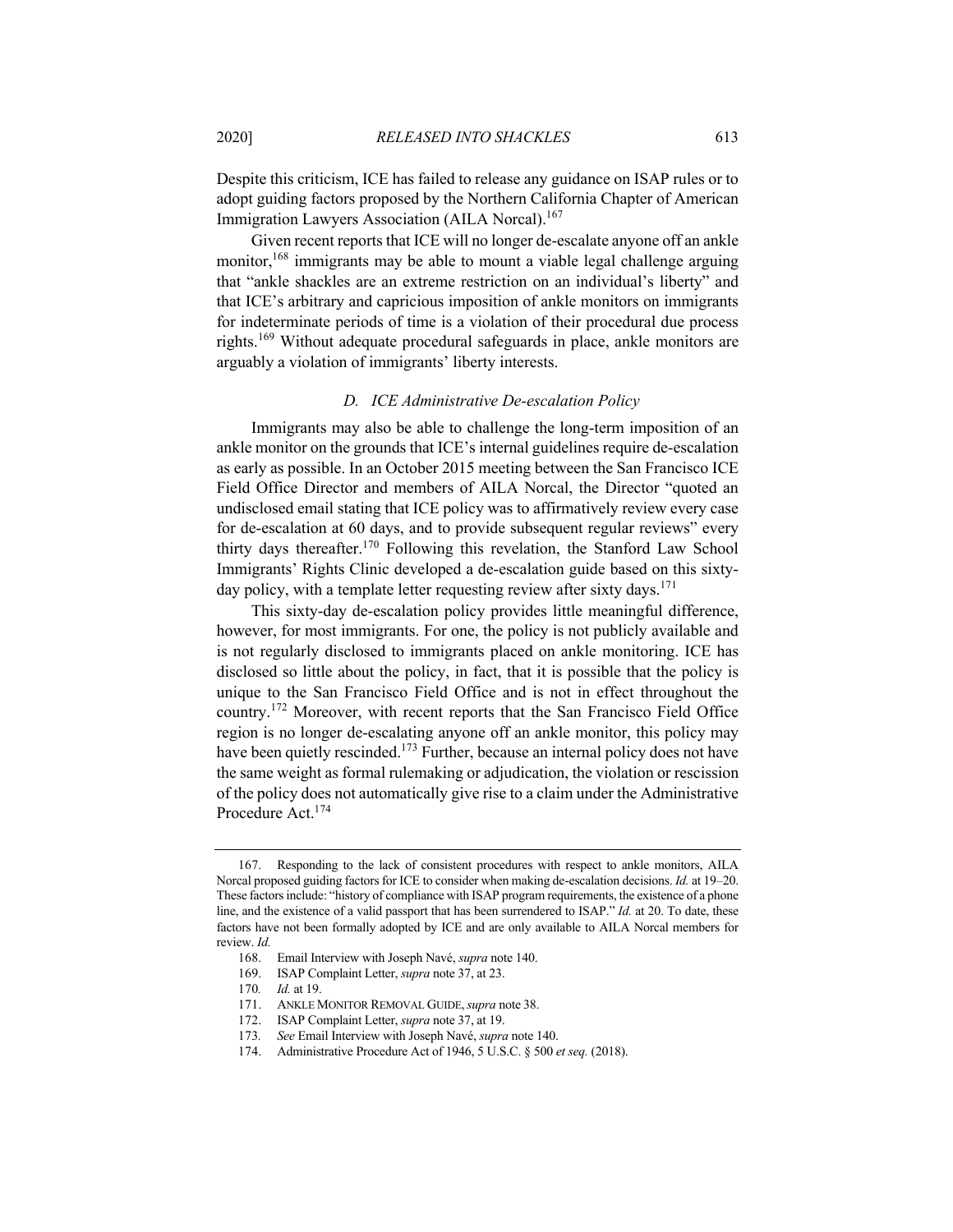Despite this criticism, ICE has failed to release any guidance on ISAP rules or to adopt guiding factors proposed by the Northern California Chapter of American Immigration Lawyers Association (AILA Norcal).[167]

Given recent reports that ICE will no longer de-escalate anyone off an ankle monitor,[168] immigrants may be able to mount a viable legal challenge arguing that "ankle shackles are an extreme restriction on an individual's liberty" and that ICE's arbitrary and capricious imposition of ankle monitors on immigrants for indeterminate periods of time is a violation of their procedural due process rights.[169] Without adequate procedural safeguards in place, ankle monitors are arguably a violation of immigrants' liberty interests.

### *D. ICE Administrative De-escalation Policy*

Immigrants may also be able to challenge the long-term imposition of an ankle monitor on the grounds that ICE's internal guidelines require de-escalation as early as possible. In an October 2015 meeting between the San Francisco ICE Field Office Director and members of AILA Norcal, the Director "quoted an undisclosed email stating that ICE policy was to affirmatively review every case for de-escalation at 60 days, and to provide subsequent regular reviews" every thirty days thereafter.[170] Following this revelation, the Stanford Law School Immigrants' Rights Clinic developed a de-escalation guide based on this sixty-day policy, with a template letter requesting review after sixty days.[171]

This sixty-day de-escalation policy provides little meaningful difference, however, for most immigrants. For one, the policy is not publicly available and is not regularly disclosed to immigrants placed on ankle monitoring. ICE has disclosed so little about the policy, in fact, that it is possible that the policy is unique to the San Francisco Field Office and is not in effect throughout the country.[172] Moreover, with recent reports that the San Francisco Field Office region is no longer de-escalating anyone off an ankle monitor, this policy may have been quietly rescinded.[173] Further, because an internal policy does not have the same weight as formal rulemaking or adjudication, the violation or rescission of the policy does not automatically give rise to a claim under the Administrative Procedure Act.[174]

---

167. Responding to the lack of consistent procedures with respect to ankle monitors, AILA Norcal proposed guiding factors for ICE to consider when making de-escalation decisions. *Id.* at 19–20. These factors include: "history of compliance with ISAP program requirements, the existence of a phone line, and the existence of a valid passport that has been surrendered to ISAP." *Id.* at 20. To date, these factors have not been formally adopted by ICE and are only available to AILA Norcal members for review. *Id.*

168. Email Interview with Joseph Navé, *supra* note 140.

169. ISAP Complaint Letter, *supra* note 37, at 23.

170. *Id.* at 19.

171. ANKLE MONITOR REMOVAL GUIDE, *supra* note 38.

172. ISAP Complaint Letter, *supra* note 37, at 19.

173. *See* Email Interview with Joseph Navé, *supra* note 140.

174. Administrative Procedure Act of 1946, 5 U.S.C. § 500 *et seq.* (2018).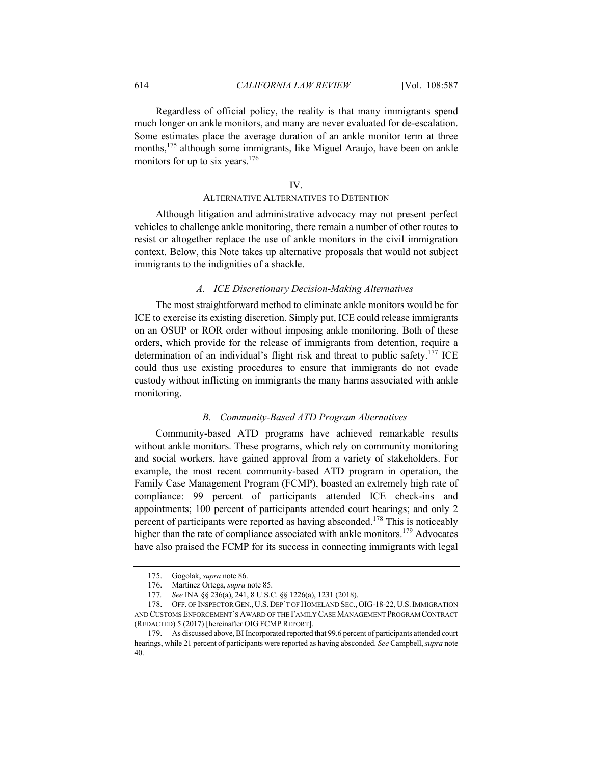Regardless of official policy, the reality is that many immigrants spend much longer on ankle monitors, and many are never evaluated for de-escalation. Some estimates place the average duration of an ankle monitor term at three months,[175] although some immigrants, like Miguel Araujo, have been on ankle monitors for up to six years.[176]

## IV.
## ALTERNATIVE ALTERNATIVES TO DETENTION

Although litigation and administrative advocacy may not present perfect vehicles to challenge ankle monitoring, there remain a number of other routes to resist or altogether replace the use of ankle monitors in the civil immigration context. Below, this Note takes up alternative proposals that would not subject immigrants to the indignities of a shackle.

### *A. ICE Discretionary Decision-Making Alternatives*

The most straightforward method to eliminate ankle monitors would be for ICE to exercise its existing discretion. Simply put, ICE could release immigrants on an OSUP or ROR order without imposing ankle monitoring. Both of these orders, which provide for the release of immigrants from detention, require a determination of an individual's flight risk and threat to public safety.[177] ICE could thus use existing procedures to ensure that immigrants do not evade custody without inflicting on immigrants the many harms associated with ankle monitoring.

### *B. Community-Based ATD Program Alternatives*

Community-based ATD programs have achieved remarkable results without ankle monitors. These programs, which rely on community monitoring and social workers, have gained approval from a variety of stakeholders. For example, the most recent community-based ATD program in operation, the Family Case Management Program (FCMP), boasted an extremely high rate of compliance: 99 percent of participants attended ICE check-ins and appointments; 100 percent of participants attended court hearings; and only 2 percent of participants were reported as having absconded.[178] This is noticeably higher than the rate of compliance associated with ankle monitors.[179] Advocates have also praised the FCMP for its success in connecting immigrants with legal

---

175. Gogolak, *supra* note 86.

176. Martínez Ortega, *supra* note 85.

177. *See* INA §§ 236(a), 241, 8 U.S.C. §§ 1226(a), 1231 (2018).

178. OFF. OF INSPECTOR GEN., U.S. DEP'T OF HOMELAND SEC., OIG-18-22, U.S. IMMIGRATION AND CUSTOMS ENFORCEMENT'S AWARD OF THE FAMILY CASE MANAGEMENT PROGRAM CONTRACT (REDACTED) 5 (2017) [hereinafter OIG FCMP REPORT].

179. As discussed above, BI Incorporated reported that 99.6 percent of participants attended court hearings, while 21 percent of participants were reported as having absconded. *See* Campbell, *supra* note 40.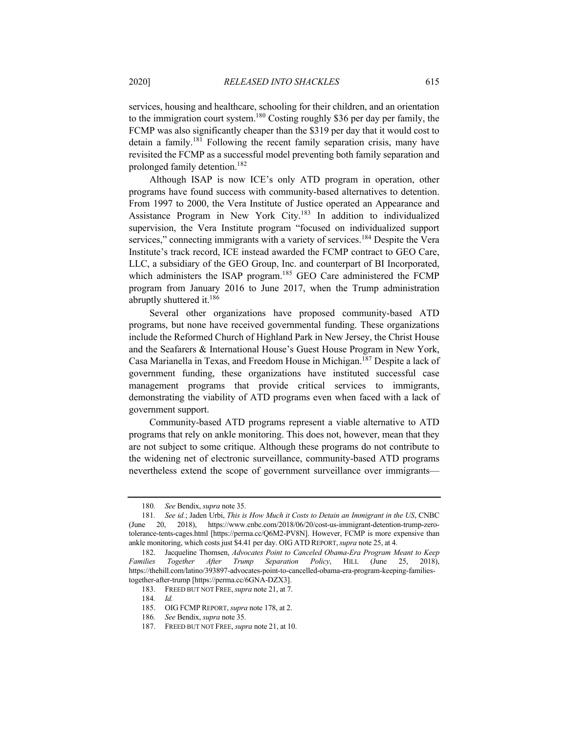services, housing and healthcare, schooling for their children, and an orientation to the immigration court system.[180] Costing roughly $36 per day per family, the FCMP was also significantly cheaper than the $319 per day that it would cost to detain a family.[181] Following the recent family separation crisis, many have revisited the FCMP as a successful model preventing both family separation and prolonged family detention.[182]

Although ISAP is now ICE's only ATD program in operation, other programs have found success with community-based alternatives to detention. From 1997 to 2000, the Vera Institute of Justice operated an Appearance and Assistance Program in New York City.[183] In addition to individualized supervision, the Vera Institute program "focused on individualized support services," connecting immigrants with a variety of services.[184] Despite the Vera Institute's track record, ICE instead awarded the FCMP contract to GEO Care, LLC, a subsidiary of the GEO Group, Inc. and counterpart of BI Incorporated, which administers the ISAP program.[185] GEO Care administered the FCMP program from January 2016 to June 2017, when the Trump administration abruptly shuttered it.[186]

Several other organizations have proposed community-based ATD programs, but none have received governmental funding. These organizations include the Reformed Church of Highland Park in New Jersey, the Christ House and the Seafarers & International House's Guest House Program in New York, Casa Marianella in Texas, and Freedom House in Michigan.[187] Despite a lack of government funding, these organizations have instituted successful case management programs that provide critical services to immigrants, demonstrating the viability of ATD programs even when faced with a lack of government support.

Community-based ATD programs represent a viable alternative to ATD programs that rely on ankle monitoring. This does not, however, mean that they are not subject to some critique. Although these programs do not contribute to the widening net of electronic surveillance, community-based ATD programs nevertheless extend the scope of government surveillance over immigrants—

---

180. *See* Bendix, *supra* note 35.

181. *See id.*; Jaden Urbi, *This is How Much it Costs to Detain an Immigrant in the US*, CNBC (June 20, 2018), https://www.cnbc.com/2018/06/20/cost-us-immigrant-detention-trump-zero-tolerance-tents-cages.html [https://perma.cc/Q6M2-PV8N]. However, FCMP is more expensive than ankle monitoring, which costs just $4.41 per day. OIG ATD REPORT, *supra* note 25, at 4.

182. Jacqueline Thomsen, *Advocates Point to Canceled Obama-Era Program Meant to Keep Families Together After Trump Separation Policy*, HILL (June 25, 2018), https://thehill.com/latino/393897-advocates-point-to-cancelled-obama-era-program-keeping-families-together-after-trump [https://perma.cc/6GNA-DZX3].

183. FREED BUT NOT FREE, *supra* note 21, at 7.

184. *Id.*

185. OIG FCMP REPORT, *supra* note 178, at 2.

186. *See* Bendix, *supra* note 35.

187. FREED BUT NOT FREE, *supra* note 21, at 10.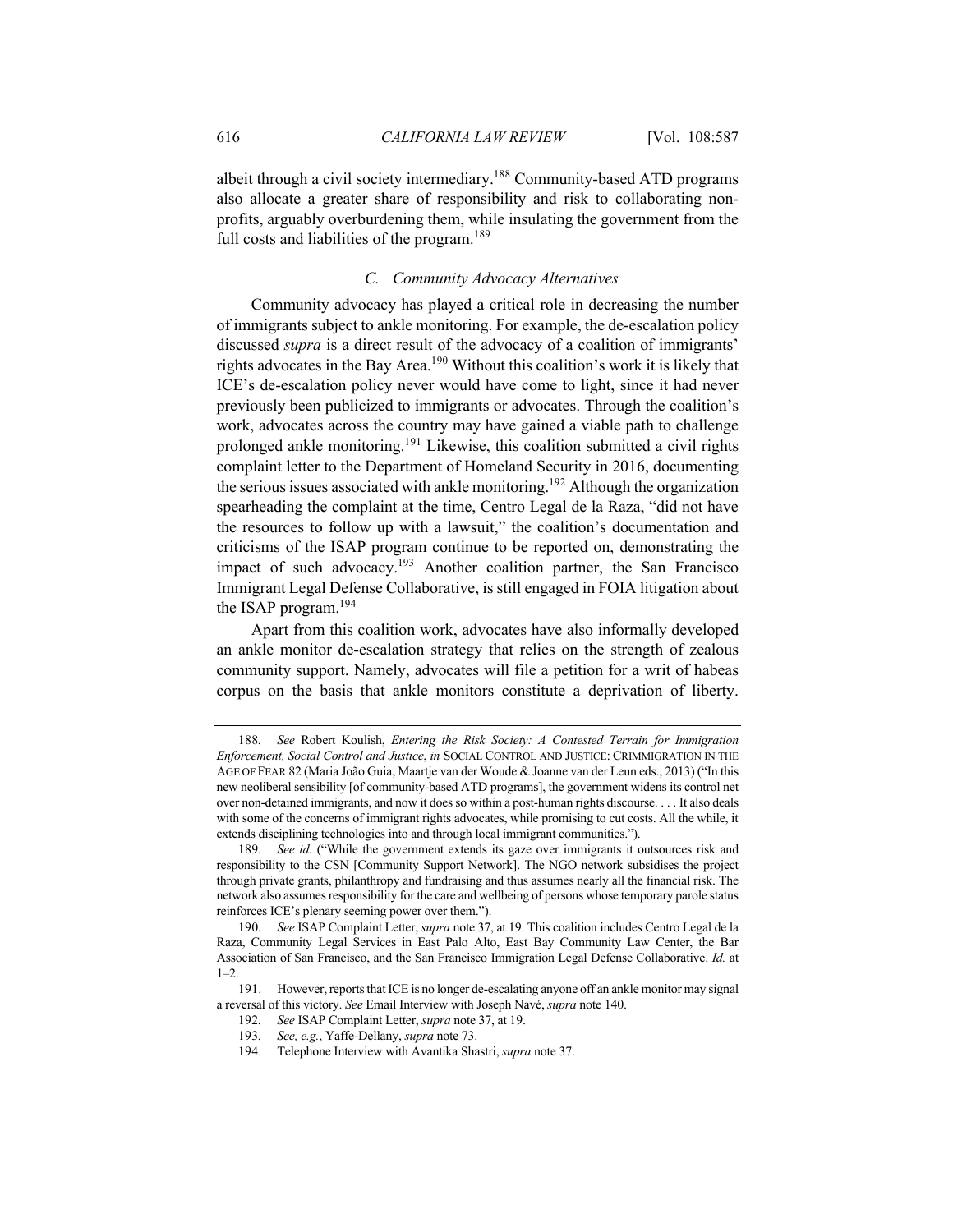albeit through a civil society intermediary.[188] Community-based ATD programs also allocate a greater share of responsibility and risk to collaborating non-profits, arguably overburdening them, while insulating the government from the full costs and liabilities of the program.[189]

### *C. Community Advocacy Alternatives*

Community advocacy has played a critical role in decreasing the number of immigrants subject to ankle monitoring. For example, the de-escalation policy discussed *supra* is a direct result of the advocacy of a coalition of immigrants' rights advocates in the Bay Area.[190] Without this coalition's work it is likely that ICE's de-escalation policy never would have come to light, since it had never previously been publicized to immigrants or advocates. Through the coalition's work, advocates across the country may have gained a viable path to challenge prolonged ankle monitoring.[191] Likewise, this coalition submitted a civil rights complaint letter to the Department of Homeland Security in 2016, documenting the serious issues associated with ankle monitoring.[192] Although the organization spearheading the complaint at the time, Centro Legal de la Raza, "did not have the resources to follow up with a lawsuit," the coalition's documentation and criticisms of the ISAP program continue to be reported on, demonstrating the impact of such advocacy.[193] Another coalition partner, the San Francisco Immigrant Legal Defense Collaborative, is still engaged in FOIA litigation about the ISAP program.[194]

Apart from this coalition work, advocates have also informally developed an ankle monitor de-escalation strategy that relies on the strength of zealous community support. Namely, advocates will file a petition for a writ of habeas corpus on the basis that ankle monitors constitute a deprivation of liberty.

---

188. *See* Robert Koulish, *Entering the Risk Society: A Contested Terrain for Immigration Enforcement, Social Control and Justice*, *in* SOCIAL CONTROL AND JUSTICE: CRIMMIGRATION IN THE AGE OF FEAR 82 (Maria João Guia, Maartje van der Woude & Joanne van der Leun eds., 2013) ("In this new neoliberal sensibility [of community-based ATD programs], the government widens its control net over non-detained immigrants, and now it does so within a post-human rights discourse. . . . It also deals with some of the concerns of immigrant rights advocates, while promising to cut costs. All the while, it extends disciplining technologies into and through local immigrant communities.").

189. *See id.* ("While the government extends its gaze over immigrants it outsources risk and responsibility to the CSN [Community Support Network]. The NGO network subsidises the project through private grants, philanthropy and fundraising and thus assumes nearly all the financial risk. The network also assumes responsibility for the care and wellbeing of persons whose temporary parole status reinforces ICE's plenary seeming power over them.").

190. *See* ISAP Complaint Letter, *supra* note 37, at 19. This coalition includes Centro Legal de la Raza, Community Legal Services in East Palo Alto, East Bay Community Law Center, the Bar Association of San Francisco, and the San Francisco Immigration Legal Defense Collaborative. *Id.* at 1–2.

191. However, reports that ICE is no longer de-escalating anyone off an ankle monitor may signal a reversal of this victory. *See* Email Interview with Joseph Navé, *supra* note 140.

192. *See* ISAP Complaint Letter, *supra* note 37, at 19.

193. *See, e.g.*, Yaffe-Dellany, *supra* note 73.

194. Telephone Interview with Avantika Shastri, *supra* note 37.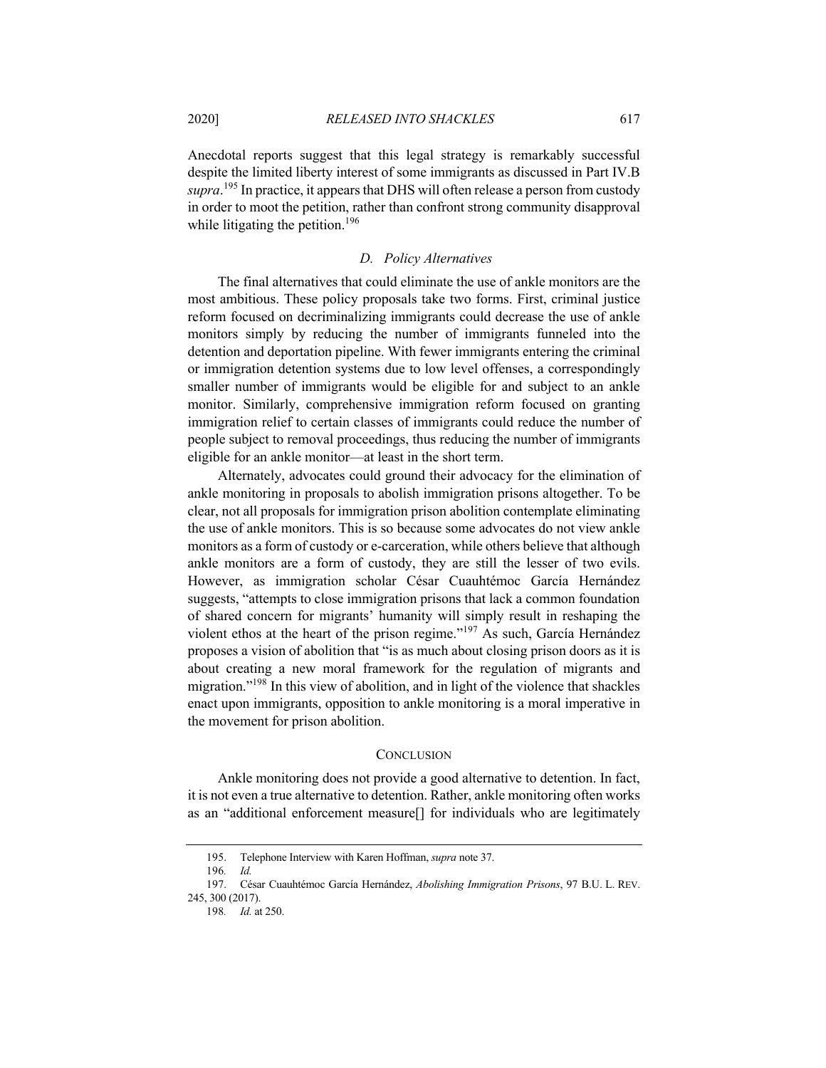Anecdotal reports suggest that this legal strategy is remarkably successful despite the limited liberty interest of some immigrants as discussed in Part IV.B *supra*.[195] In practice, it appears that DHS will often release a person from custody in order to moot the petition, rather than confront strong community disapproval while litigating the petition.[196]

### *D. Policy Alternatives*

The final alternatives that could eliminate the use of ankle monitors are the most ambitious. These policy proposals take two forms. First, criminal justice reform focused on decriminalizing immigrants could decrease the use of ankle monitors simply by reducing the number of immigrants funneled into the detention and deportation pipeline. With fewer immigrants entering the criminal or immigration detention systems due to low level offenses, a correspondingly smaller number of immigrants would be eligible for and subject to an ankle monitor. Similarly, comprehensive immigration reform focused on granting immigration relief to certain classes of immigrants could reduce the number of people subject to removal proceedings, thus reducing the number of immigrants eligible for an ankle monitor—at least in the short term.

Alternately, advocates could ground their advocacy for the elimination of ankle monitoring in proposals to abolish immigration prisons altogether. To be clear, not all proposals for immigration prison abolition contemplate eliminating the use of ankle monitors. This is so because some advocates do not view ankle monitors as a form of custody or e-carceration, while others believe that although ankle monitors are a form of custody, they are still the lesser of two evils. However, as immigration scholar César Cuauhtémoc García Hernández suggests, "attempts to close immigration prisons that lack a common foundation of shared concern for migrants' humanity will simply result in reshaping the violent ethos at the heart of the prison regime."[197] As such, García Hernández proposes a vision of abolition that "is as much about closing prison doors as it is about creating a new moral framework for the regulation of migrants and migration."[198] In this view of abolition, and in light of the violence that shackles enact upon immigrants, opposition to ankle monitoring is a moral imperative in the movement for prison abolition.

## CONCLUSION

Ankle monitoring does not provide a good alternative to detention. In fact, it is not even a true alternative to detention. Rather, ankle monitoring often works as an "additional enforcement measure[] for individuals who are legitimately

---

195. Telephone Interview with Karen Hoffman, *supra* note 37.

196. *Id.*

197. César Cuauhtémoc García Hernández, *Abolishing Immigration Prisons*, 97 B.U. L. REV. 245, 300 (2017).

198. *Id.* at 250.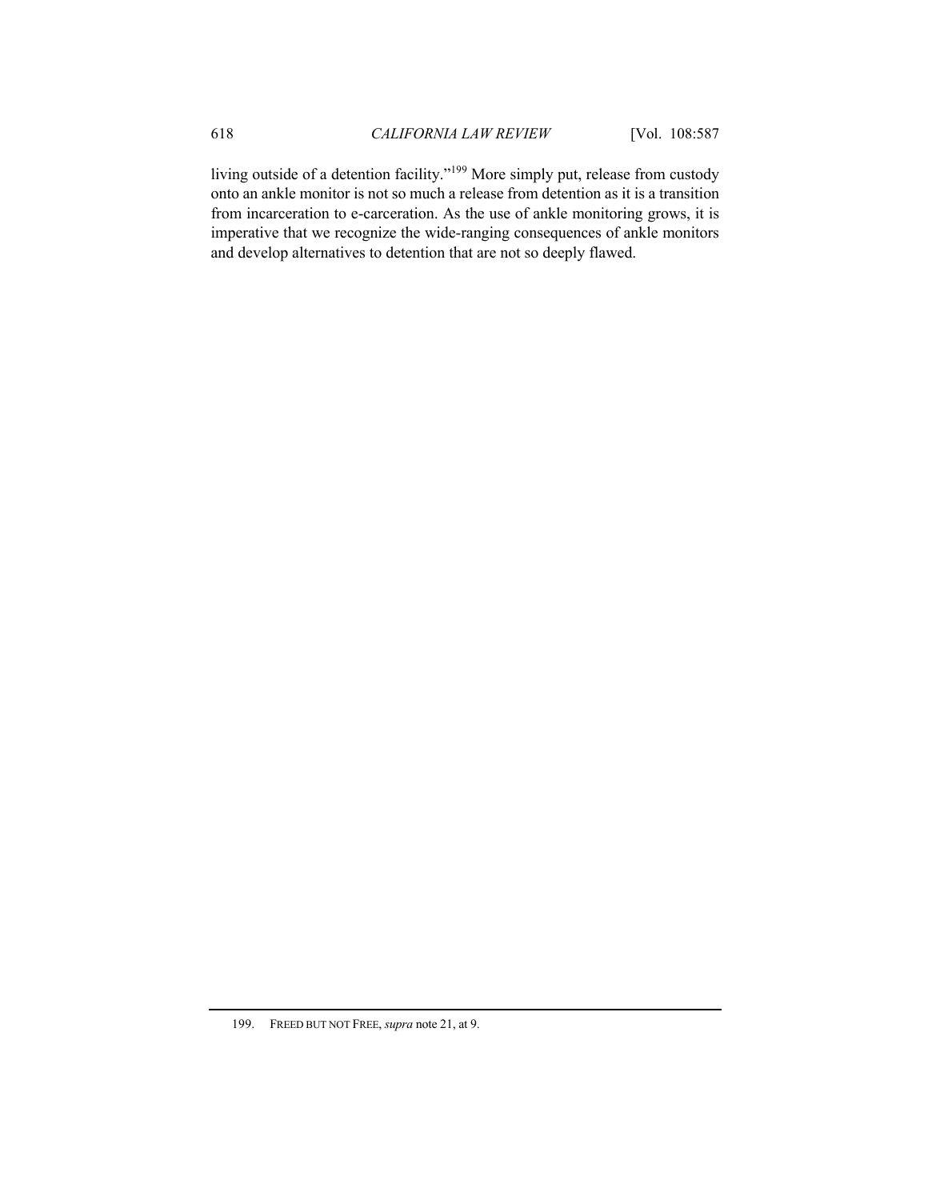living outside of a detention facility."[199] More simply put, release from custody onto an ankle monitor is not so much a release from detention as it is a transition from incarceration to e-carceration. As the use of ankle monitoring grows, it is imperative that we recognize the wide-ranging consequences of ankle monitors and develop alternatives to detention that are not so deeply flawed.

---

199. FREED BUT NOT FREE, *supra* note 21, at 9.